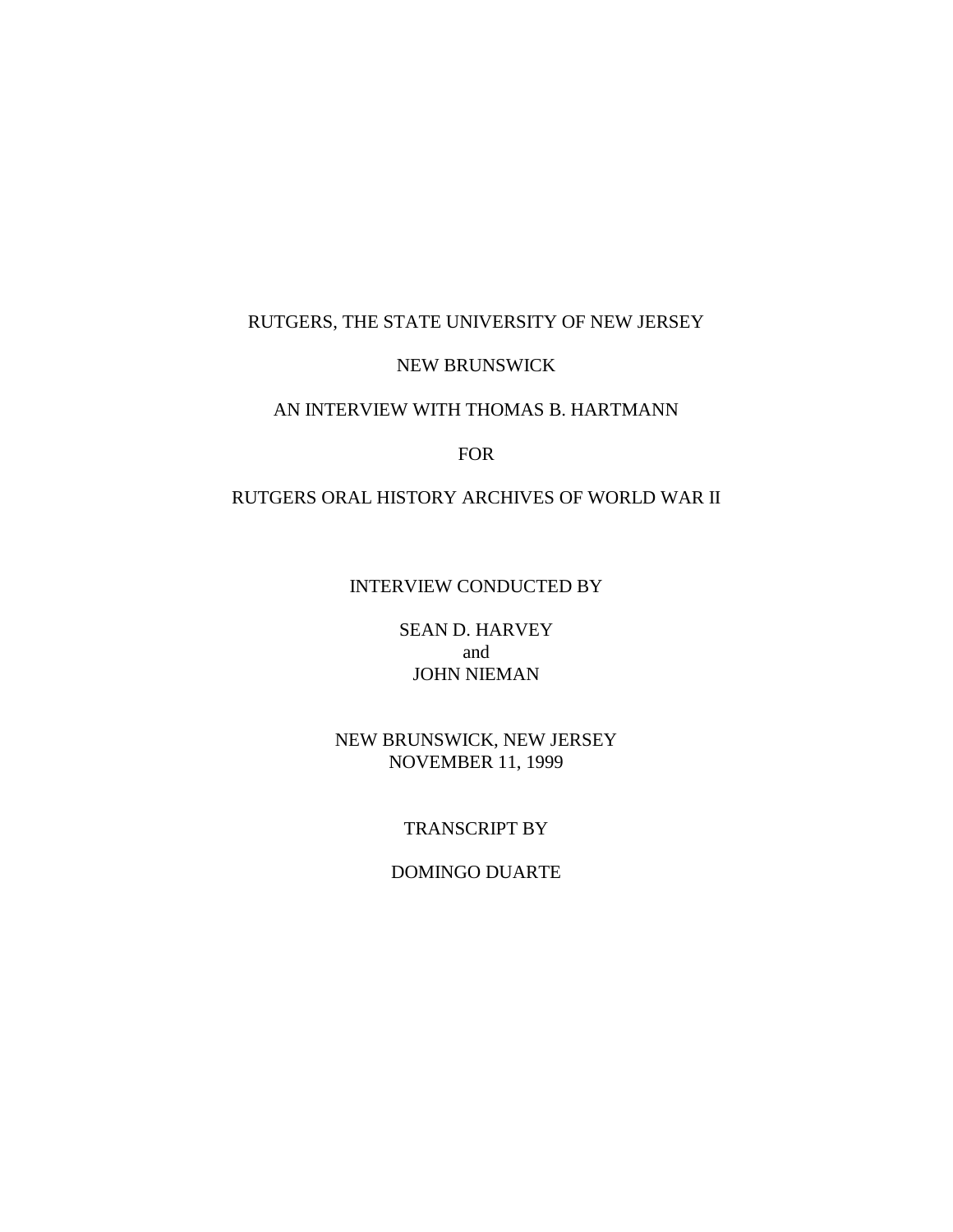RUTGERS, THE STATE UNIVERSITY OF NEW JERSEY

NEW BRUNSWICK

AN INTERVIEW WITH THOMAS B. HARTMANN

FOR

RUTGERS ORAL HISTORY ARCHIVES OF WORLD WAR II

INTERVIEW CONDUCTED BY

SEAN D. HARVEY
and
JOHN NIEMAN

NEW BRUNSWICK, NEW JERSEY
NOVEMBER 11, 1999

TRANSCRIPT BY

DOMINGO DUARTE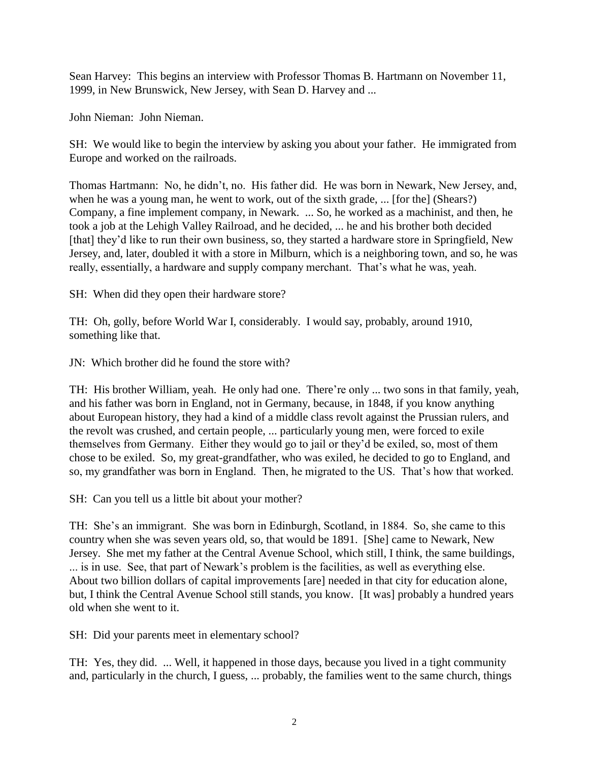Sean Harvey: This begins an interview with Professor Thomas B. Hartmann on November 11, 1999, in New Brunswick, New Jersey, with Sean D. Harvey and ...

John Nieman: John Nieman.

SH: We would like to begin the interview by asking you about your father. He immigrated from Europe and worked on the railroads.

Thomas Hartmann: No, he didn't, no. His father did. He was born in Newark, New Jersey, and, when he was a young man, he went to work, out of the sixth grade, ... [for the] (Shears?) Company, a fine implement company, in Newark. ... So, he worked as a machinist, and then, he took a job at the Lehigh Valley Railroad, and he decided, ... he and his brother both decided [that] they'd like to run their own business, so, they started a hardware store in Springfield, New Jersey, and, later, doubled it with a store in Milburn, which is a neighboring town, and so, he was really, essentially, a hardware and supply company merchant. That's what he was, yeah.

SH: When did they open their hardware store?

TH: Oh, golly, before World War I, considerably. I would say, probably, around 1910, something like that.

JN: Which brother did he found the store with?

TH: His brother William, yeah. He only had one. There're only ... two sons in that family, yeah, and his father was born in England, not in Germany, because, in 1848, if you know anything about European history, they had a kind of a middle class revolt against the Prussian rulers, and the revolt was crushed, and certain people, ... particularly young men, were forced to exile themselves from Germany. Either they would go to jail or they'd be exiled, so, most of them chose to be exiled. So, my great-grandfather, who was exiled, he decided to go to England, and so, my grandfather was born in England. Then, he migrated to the US. That's how that worked.

SH: Can you tell us a little bit about your mother?

TH: She's an immigrant. She was born in Edinburgh, Scotland, in 1884. So, she came to this country when she was seven years old, so, that would be 1891. [She] came to Newark, New Jersey. She met my father at the Central Avenue School, which still, I think, the same buildings, ... is in use. See, that part of Newark's problem is the facilities, as well as everything else. About two billion dollars of capital improvements [are] needed in that city for education alone, but, I think the Central Avenue School still stands, you know. [It was] probably a hundred years old when she went to it.

SH: Did your parents meet in elementary school?

TH: Yes, they did. ... Well, it happened in those days, because you lived in a tight community and, particularly in the church, I guess, ... probably, the families went to the same church, things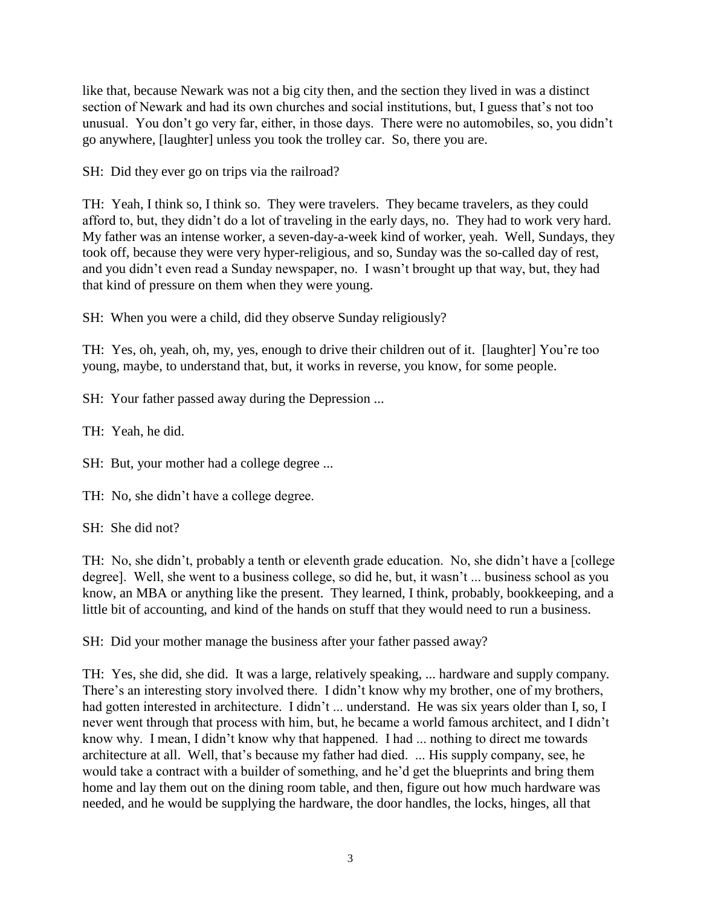like that, because Newark was not a big city then, and the section they lived in was a distinct section of Newark and had its own churches and social institutions, but, I guess that's not too unusual. You don't go very far, either, in those days. There were no automobiles, so, you didn't go anywhere, [laughter] unless you took the trolley car. So, there you are.

SH: Did they ever go on trips via the railroad?

TH: Yeah, I think so, I think so. They were travelers. They became travelers, as they could afford to, but, they didn't do a lot of traveling in the early days, no. They had to work very hard. My father was an intense worker, a seven-day-a-week kind of worker, yeah. Well, Sundays, they took off, because they were very hyper-religious, and so, Sunday was the so-called day of rest, and you didn't even read a Sunday newspaper, no. I wasn't brought up that way, but, they had that kind of pressure on them when they were young.

SH: When you were a child, did they observe Sunday religiously?

TH: Yes, oh, yeah, oh, my, yes, enough to drive their children out of it. [laughter] You're too young, maybe, to understand that, but, it works in reverse, you know, for some people.

SH: Your father passed away during the Depression ...

TH: Yeah, he did.

SH: But, your mother had a college degree ...

TH: No, she didn't have a college degree.

SH: She did not?

TH: No, she didn't, probably a tenth or eleventh grade education. No, she didn't have a [college degree]. Well, she went to a business college, so did he, but, it wasn't ... business school as you know, an MBA or anything like the present. They learned, I think, probably, bookkeeping, and a little bit of accounting, and kind of the hands on stuff that they would need to run a business.

SH: Did your mother manage the business after your father passed away?

TH: Yes, she did, she did. It was a large, relatively speaking, ... hardware and supply company. There's an interesting story involved there. I didn't know why my brother, one of my brothers, had gotten interested in architecture. I didn't ... understand. He was six years older than I, so, I never went through that process with him, but, he became a world famous architect, and I didn't know why. I mean, I didn't know why that happened. I had ... nothing to direct me towards architecture at all. Well, that's because my father had died. ... His supply company, see, he would take a contract with a builder of something, and he'd get the blueprints and bring them home and lay them out on the dining room table, and then, figure out how much hardware was needed, and he would be supplying the hardware, the door handles, the locks, hinges, all that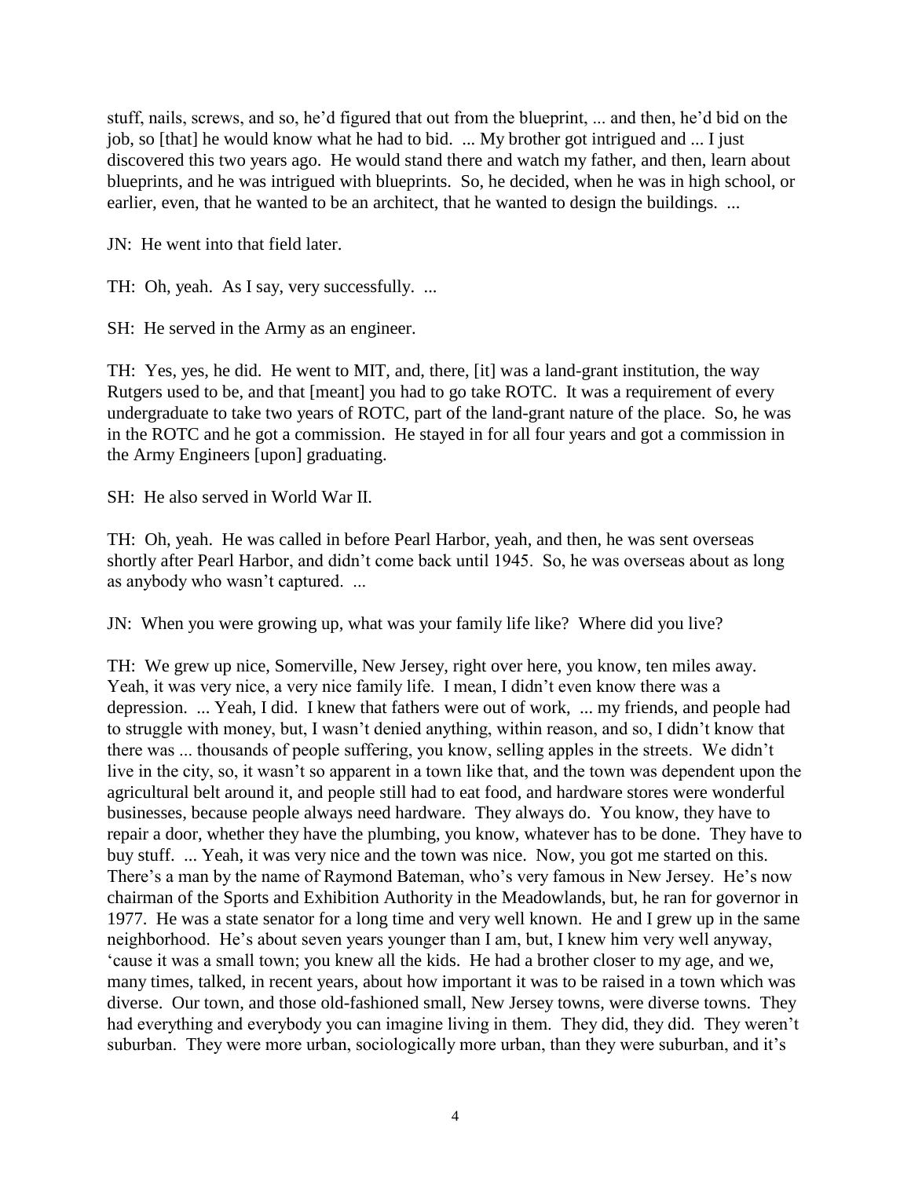stuff, nails, screws, and so, he'd figured that out from the blueprint, ... and then, he'd bid on the job, so [that] he would know what he had to bid. ... My brother got intrigued and ... I just discovered this two years ago. He would stand there and watch my father, and then, learn about blueprints, and he was intrigued with blueprints. So, he decided, when he was in high school, or earlier, even, that he wanted to be an architect, that he wanted to design the buildings. ...

JN: He went into that field later.

TH: Oh, yeah. As I say, very successfully. ...

SH: He served in the Army as an engineer.

TH: Yes, yes, he did. He went to MIT, and, there, [it] was a land-grant institution, the way Rutgers used to be, and that [meant] you had to go take ROTC. It was a requirement of every undergraduate to take two years of ROTC, part of the land-grant nature of the place. So, he was in the ROTC and he got a commission. He stayed in for all four years and got a commission in the Army Engineers [upon] graduating.

SH: He also served in World War II.

TH: Oh, yeah. He was called in before Pearl Harbor, yeah, and then, he was sent overseas shortly after Pearl Harbor, and didn't come back until 1945. So, he was overseas about as long as anybody who wasn't captured. ...

JN: When you were growing up, what was your family life like? Where did you live?

TH: We grew up nice, Somerville, New Jersey, right over here, you know, ten miles away. Yeah, it was very nice, a very nice family life. I mean, I didn't even know there was a depression. ... Yeah, I did. I knew that fathers were out of work, ... my friends, and people had to struggle with money, but, I wasn't denied anything, within reason, and so, I didn't know that there was ... thousands of people suffering, you know, selling apples in the streets. We didn't live in the city, so, it wasn't so apparent in a town like that, and the town was dependent upon the agricultural belt around it, and people still had to eat food, and hardware stores were wonderful businesses, because people always need hardware. They always do. You know, they have to repair a door, whether they have the plumbing, you know, whatever has to be done. They have to buy stuff. ... Yeah, it was very nice and the town was nice. Now, you got me started on this. There's a man by the name of Raymond Bateman, who's very famous in New Jersey. He's now chairman of the Sports and Exhibition Authority in the Meadowlands, but, he ran for governor in 1977. He was a state senator for a long time and very well known. He and I grew up in the same neighborhood. He's about seven years younger than I am, but, I knew him very well anyway, 'cause it was a small town; you knew all the kids. He had a brother closer to my age, and we, many times, talked, in recent years, about how important it was to be raised in a town which was diverse. Our town, and those old-fashioned small, New Jersey towns, were diverse towns. They had everything and everybody you can imagine living in them. They did, they did. They weren't suburban. They were more urban, sociologically more urban, than they were suburban, and it's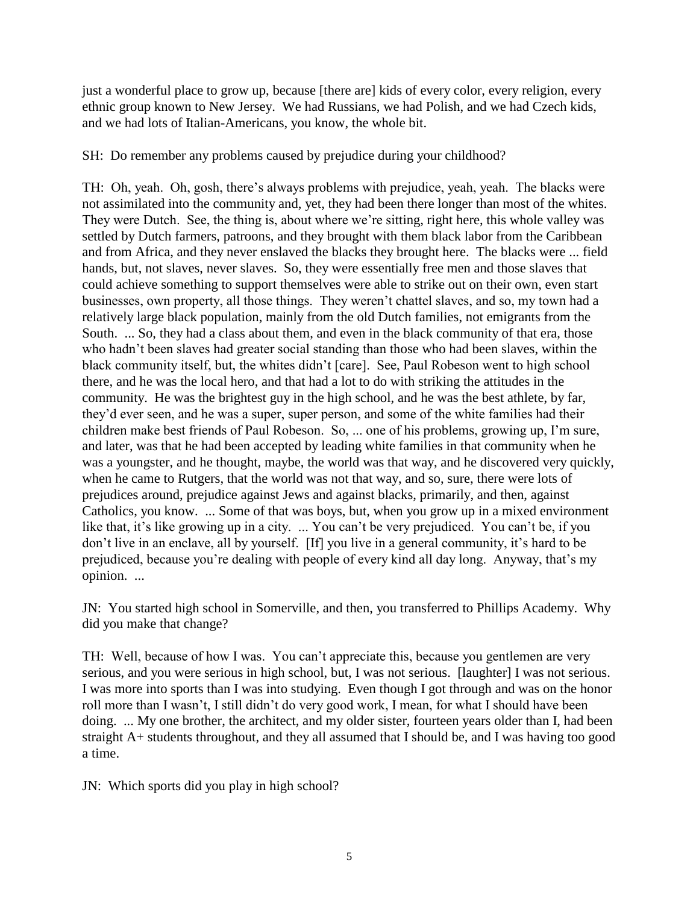just a wonderful place to grow up, because [there are] kids of every color, every religion, every ethnic group known to New Jersey. We had Russians, we had Polish, and we had Czech kids, and we had lots of Italian-Americans, you know, the whole bit.

SH: Do remember any problems caused by prejudice during your childhood?

TH: Oh, yeah. Oh, gosh, there's always problems with prejudice, yeah, yeah. The blacks were not assimilated into the community and, yet, they had been there longer than most of the whites. They were Dutch. See, the thing is, about where we're sitting, right here, this whole valley was settled by Dutch farmers, patroons, and they brought with them black labor from the Caribbean and from Africa, and they never enslaved the blacks they brought here. The blacks were ... field hands, but, not slaves, never slaves. So, they were essentially free men and those slaves that could achieve something to support themselves were able to strike out on their own, even start businesses, own property, all those things. They weren't chattel slaves, and so, my town had a relatively large black population, mainly from the old Dutch families, not emigrants from the South. ... So, they had a class about them, and even in the black community of that era, those who hadn't been slaves had greater social standing than those who had been slaves, within the black community itself, but, the whites didn't [care]. See, Paul Robeson went to high school there, and he was the local hero, and that had a lot to do with striking the attitudes in the community. He was the brightest guy in the high school, and he was the best athlete, by far, they'd ever seen, and he was a super, super person, and some of the white families had their children make best friends of Paul Robeson. So, ... one of his problems, growing up, I'm sure, and later, was that he had been accepted by leading white families in that community when he was a youngster, and he thought, maybe, the world was that way, and he discovered very quickly, when he came to Rutgers, that the world was not that way, and so, sure, there were lots of prejudices around, prejudice against Jews and against blacks, primarily, and then, against Catholics, you know. ... Some of that was boys, but, when you grow up in a mixed environment like that, it's like growing up in a city. ... You can't be very prejudiced. You can't be, if you don't live in an enclave, all by yourself. [If] you live in a general community, it's hard to be prejudiced, because you're dealing with people of every kind all day long. Anyway, that's my opinion. ...

JN: You started high school in Somerville, and then, you transferred to Phillips Academy. Why did you make that change?

TH: Well, because of how I was. You can't appreciate this, because you gentlemen are very serious, and you were serious in high school, but, I was not serious. [laughter] I was not serious. I was more into sports than I was into studying. Even though I got through and was on the honor roll more than I wasn't, I still didn't do very good work, I mean, for what I should have been doing. ... My one brother, the architect, and my older sister, fourteen years older than I, had been straight A+ students throughout, and they all assumed that I should be, and I was having too good a time.

JN: Which sports did you play in high school?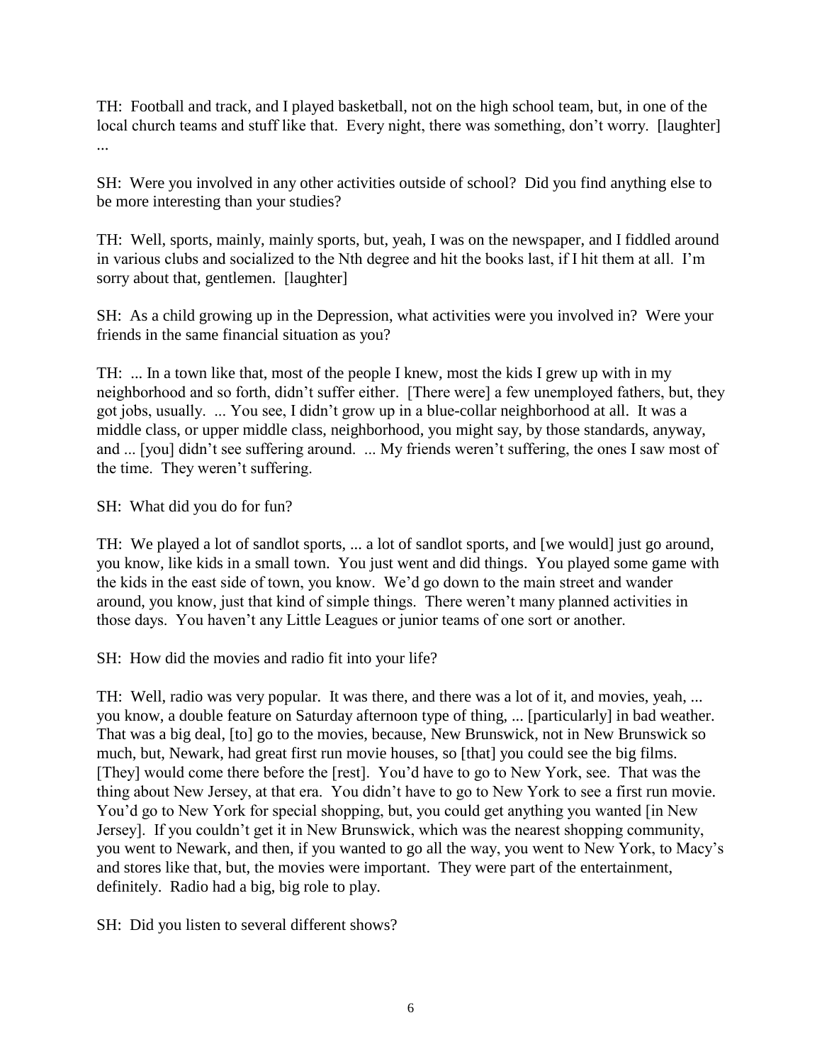TH: Football and track, and I played basketball, not on the high school team, but, in one of the local church teams and stuff like that. Every night, there was something, don't worry. [laughter] ...

SH: Were you involved in any other activities outside of school? Did you find anything else to be more interesting than your studies?

TH: Well, sports, mainly, mainly sports, but, yeah, I was on the newspaper, and I fiddled around in various clubs and socialized to the Nth degree and hit the books last, if I hit them at all. I'm sorry about that, gentlemen. [laughter]

SH: As a child growing up in the Depression, what activities were you involved in? Were your friends in the same financial situation as you?

TH: ... In a town like that, most of the people I knew, most the kids I grew up with in my neighborhood and so forth, didn't suffer either. [There were] a few unemployed fathers, but, they got jobs, usually. ... You see, I didn't grow up in a blue-collar neighborhood at all. It was a middle class, or upper middle class, neighborhood, you might say, by those standards, anyway, and ... [you] didn't see suffering around. ... My friends weren't suffering, the ones I saw most of the time. They weren't suffering.

SH: What did you do for fun?

TH: We played a lot of sandlot sports, ... a lot of sandlot sports, and [we would] just go around, you know, like kids in a small town. You just went and did things. You played some game with the kids in the east side of town, you know. We'd go down to the main street and wander around, you know, just that kind of simple things. There weren't many planned activities in those days. You haven't any Little Leagues or junior teams of one sort or another.

SH: How did the movies and radio fit into your life?

TH: Well, radio was very popular. It was there, and there was a lot of it, and movies, yeah, ... you know, a double feature on Saturday afternoon type of thing, ... [particularly] in bad weather. That was a big deal, [to] go to the movies, because, New Brunswick, not in New Brunswick so much, but, Newark, had great first run movie houses, so [that] you could see the big films. [They] would come there before the [rest]. You'd have to go to New York, see. That was the thing about New Jersey, at that era. You didn't have to go to New York to see a first run movie. You'd go to New York for special shopping, but, you could get anything you wanted [in New Jersey]. If you couldn't get it in New Brunswick, which was the nearest shopping community, you went to Newark, and then, if you wanted to go all the way, you went to New York, to Macy's and stores like that, but, the movies were important. They were part of the entertainment, definitely. Radio had a big, big role to play.

SH: Did you listen to several different shows?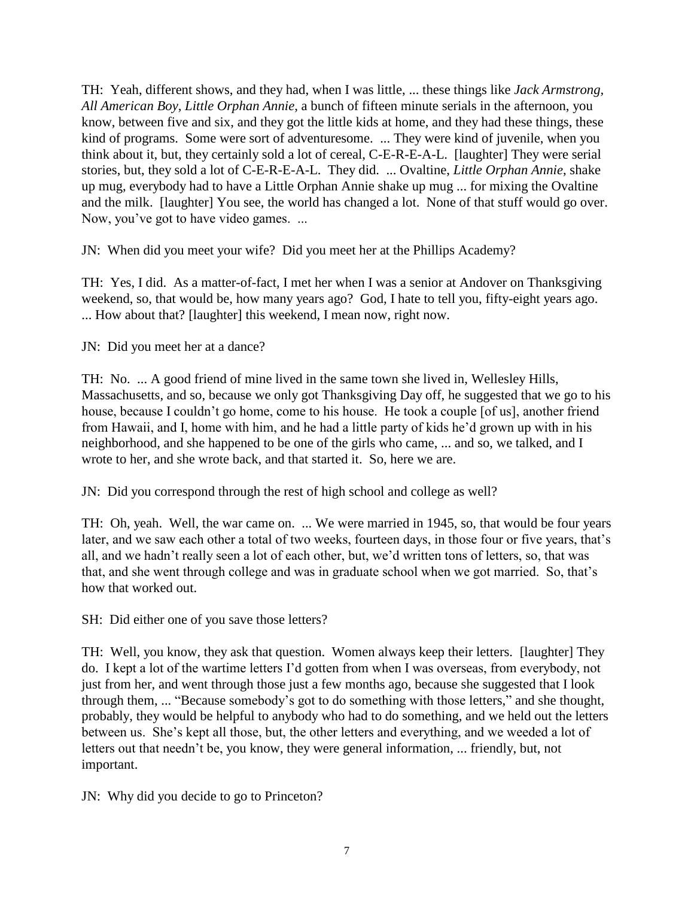TH: Yeah, different shows, and they had, when I was little, ... these things like *Jack Armstrong, All American Boy*, *Little Orphan Annie*, a bunch of fifteen minute serials in the afternoon, you know, between five and six, and they got the little kids at home, and they had these things, these kind of programs. Some were sort of adventuresome. ... They were kind of juvenile, when you think about it, but, they certainly sold a lot of cereal, C-E-R-E-A-L. [laughter] They were serial stories, but, they sold a lot of C-E-R-E-A-L. They did. ... Ovaltine, *Little Orphan Annie*, shake up mug, everybody had to have a Little Orphan Annie shake up mug ... for mixing the Ovaltine and the milk. [laughter] You see, the world has changed a lot. None of that stuff would go over. Now, you've got to have video games. ...

JN: When did you meet your wife? Did you meet her at the Phillips Academy?

TH: Yes, I did. As a matter-of-fact, I met her when I was a senior at Andover on Thanksgiving weekend, so, that would be, how many years ago? God, I hate to tell you, fifty-eight years ago. ... How about that? [laughter] this weekend, I mean now, right now.

JN: Did you meet her at a dance?

TH: No. ... A good friend of mine lived in the same town she lived in, Wellesley Hills, Massachusetts, and so, because we only got Thanksgiving Day off, he suggested that we go to his house, because I couldn't go home, come to his house. He took a couple [of us], another friend from Hawaii, and I, home with him, and he had a little party of kids he'd grown up with in his neighborhood, and she happened to be one of the girls who came, ... and so, we talked, and I wrote to her, and she wrote back, and that started it. So, here we are.

JN: Did you correspond through the rest of high school and college as well?

TH: Oh, yeah. Well, the war came on. ... We were married in 1945, so, that would be four years later, and we saw each other a total of two weeks, fourteen days, in those four or five years, that's all, and we hadn't really seen a lot of each other, but, we'd written tons of letters, so, that was that, and she went through college and was in graduate school when we got married. So, that's how that worked out.

SH: Did either one of you save those letters?

TH: Well, you know, they ask that question. Women always keep their letters. [laughter] They do. I kept a lot of the wartime letters I'd gotten from when I was overseas, from everybody, not just from her, and went through those just a few months ago, because she suggested that I look through them, ... "Because somebody's got to do something with those letters," and she thought, probably, they would be helpful to anybody who had to do something, and we held out the letters between us. She's kept all those, but, the other letters and everything, and we weeded a lot of letters out that needn't be, you know, they were general information, ... friendly, but, not important.

JN: Why did you decide to go to Princeton?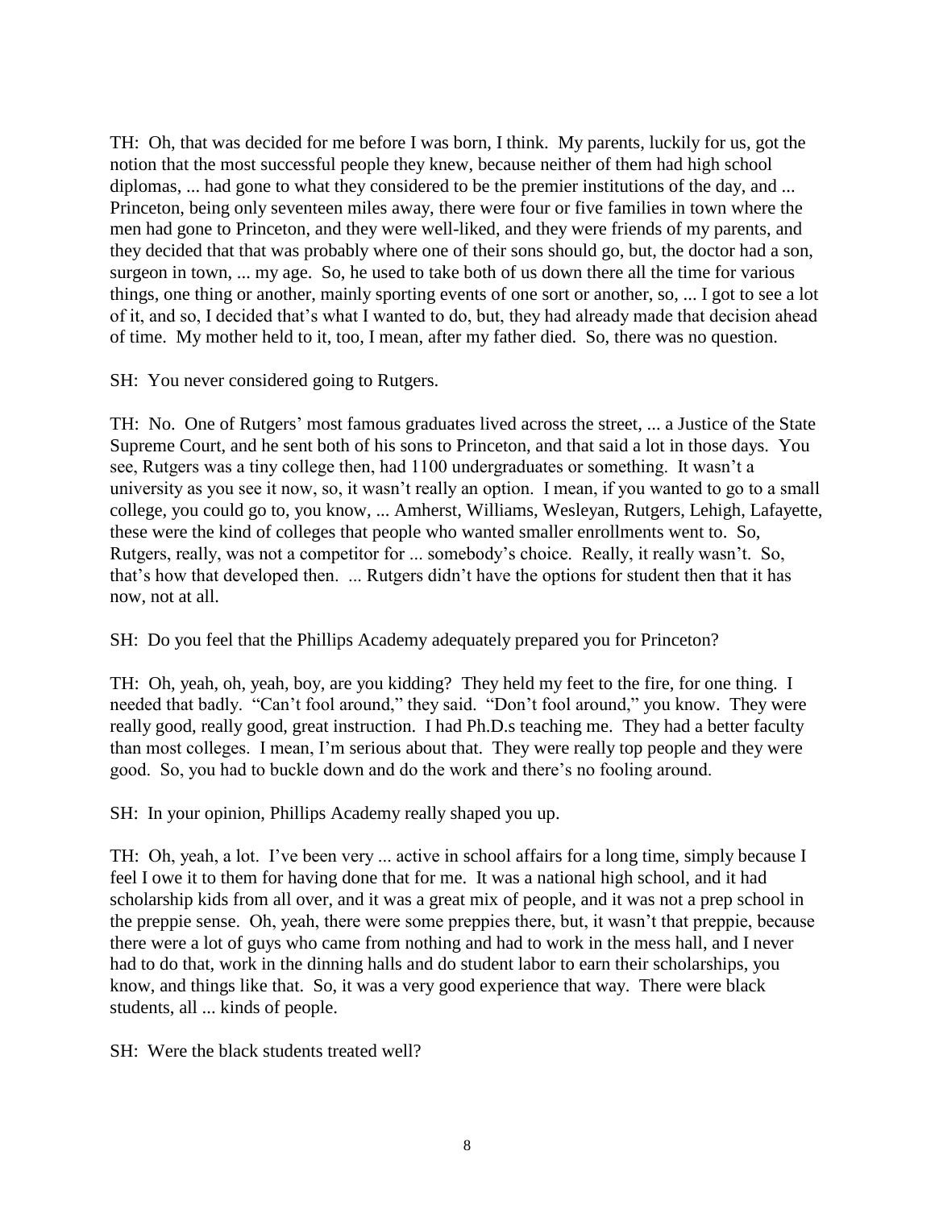TH: Oh, that was decided for me before I was born, I think. My parents, luckily for us, got the notion that the most successful people they knew, because neither of them had high school diplomas, ... had gone to what they considered to be the premier institutions of the day, and ... Princeton, being only seventeen miles away, there were four or five families in town where the men had gone to Princeton, and they were well-liked, and they were friends of my parents, and they decided that that was probably where one of their sons should go, but, the doctor had a son, surgeon in town, ... my age. So, he used to take both of us down there all the time for various things, one thing or another, mainly sporting events of one sort or another, so, ... I got to see a lot of it, and so, I decided that's what I wanted to do, but, they had already made that decision ahead of time. My mother held to it, too, I mean, after my father died. So, there was no question.

SH: You never considered going to Rutgers.

TH: No. One of Rutgers' most famous graduates lived across the street, ... a Justice of the State Supreme Court, and he sent both of his sons to Princeton, and that said a lot in those days. You see, Rutgers was a tiny college then, had 1100 undergraduates or something. It wasn't a university as you see it now, so, it wasn't really an option. I mean, if you wanted to go to a small college, you could go to, you know, ... Amherst, Williams, Wesleyan, Rutgers, Lehigh, Lafayette, these were the kind of colleges that people who wanted smaller enrollments went to. So, Rutgers, really, was not a competitor for ... somebody's choice. Really, it really wasn't. So, that's how that developed then. ... Rutgers didn't have the options for student then that it has now, not at all.

SH: Do you feel that the Phillips Academy adequately prepared you for Princeton?

TH: Oh, yeah, oh, yeah, boy, are you kidding? They held my feet to the fire, for one thing. I needed that badly. "Can't fool around," they said. "Don't fool around," you know. They were really good, really good, great instruction. I had Ph.D.s teaching me. They had a better faculty than most colleges. I mean, I'm serious about that. They were really top people and they were good. So, you had to buckle down and do the work and there's no fooling around.

SH: In your opinion, Phillips Academy really shaped you up.

TH: Oh, yeah, a lot. I've been very ... active in school affairs for a long time, simply because I feel I owe it to them for having done that for me. It was a national high school, and it had scholarship kids from all over, and it was a great mix of people, and it was not a prep school in the preppie sense. Oh, yeah, there were some preppies there, but, it wasn't that preppie, because there were a lot of guys who came from nothing and had to work in the mess hall, and I never had to do that, work in the dinning halls and do student labor to earn their scholarships, you know, and things like that. So, it was a very good experience that way. There were black students, all ... kinds of people.

SH: Were the black students treated well?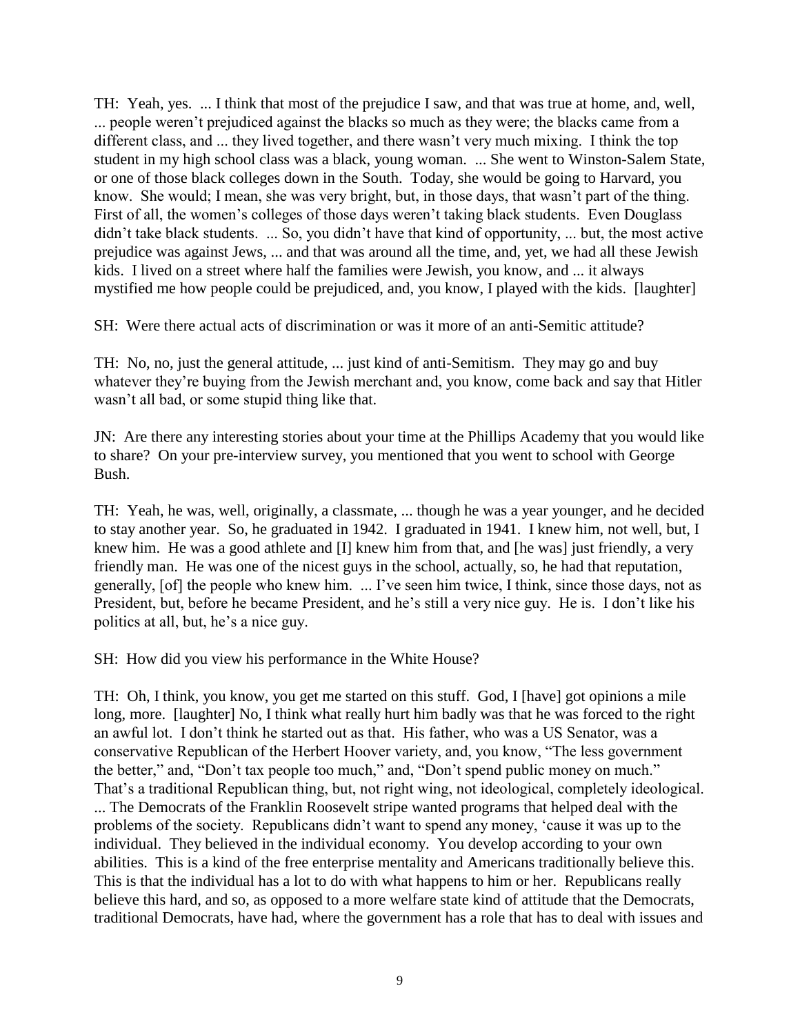TH: Yeah, yes. ... I think that most of the prejudice I saw, and that was true at home, and, well, ... people weren't prejudiced against the blacks so much as they were; the blacks came from a different class, and ... they lived together, and there wasn't very much mixing. I think the top student in my high school class was a black, young woman. ... She went to Winston-Salem State, or one of those black colleges down in the South. Today, she would be going to Harvard, you know. She would; I mean, she was very bright, but, in those days, that wasn't part of the thing. First of all, the women's colleges of those days weren't taking black students. Even Douglass didn't take black students. ... So, you didn't have that kind of opportunity, ... but, the most active prejudice was against Jews, ... and that was around all the time, and, yet, we had all these Jewish kids. I lived on a street where half the families were Jewish, you know, and ... it always mystified me how people could be prejudiced, and, you know, I played with the kids. [laughter]

SH: Were there actual acts of discrimination or was it more of an anti-Semitic attitude?

TH: No, no, just the general attitude, ... just kind of anti-Semitism. They may go and buy whatever they're buying from the Jewish merchant and, you know, come back and say that Hitler wasn't all bad, or some stupid thing like that.

JN: Are there any interesting stories about your time at the Phillips Academy that you would like to share? On your pre-interview survey, you mentioned that you went to school with George Bush.

TH: Yeah, he was, well, originally, a classmate, ... though he was a year younger, and he decided to stay another year. So, he graduated in 1942. I graduated in 1941. I knew him, not well, but, I knew him. He was a good athlete and [I] knew him from that, and [he was] just friendly, a very friendly man. He was one of the nicest guys in the school, actually, so, he had that reputation, generally, [of] the people who knew him. ... I've seen him twice, I think, since those days, not as President, but, before he became President, and he's still a very nice guy. He is. I don't like his politics at all, but, he's a nice guy.

SH: How did you view his performance in the White House?

TH: Oh, I think, you know, you get me started on this stuff. God, I [have] got opinions a mile long, more. [laughter] No, I think what really hurt him badly was that he was forced to the right an awful lot. I don't think he started out as that. His father, who was a US Senator, was a conservative Republican of the Herbert Hoover variety, and, you know, "The less government the better," and, "Don't tax people too much," and, "Don't spend public money on much." That's a traditional Republican thing, but, not right wing, not ideological, completely ideological. ... The Democrats of the Franklin Roosevelt stripe wanted programs that helped deal with the problems of the society. Republicans didn't want to spend any money, 'cause it was up to the individual. They believed in the individual economy. You develop according to your own abilities. This is a kind of the free enterprise mentality and Americans traditionally believe this. This is that the individual has a lot to do with what happens to him or her. Republicans really believe this hard, and so, as opposed to a more welfare state kind of attitude that the Democrats, traditional Democrats, have had, where the government has a role that has to deal with issues and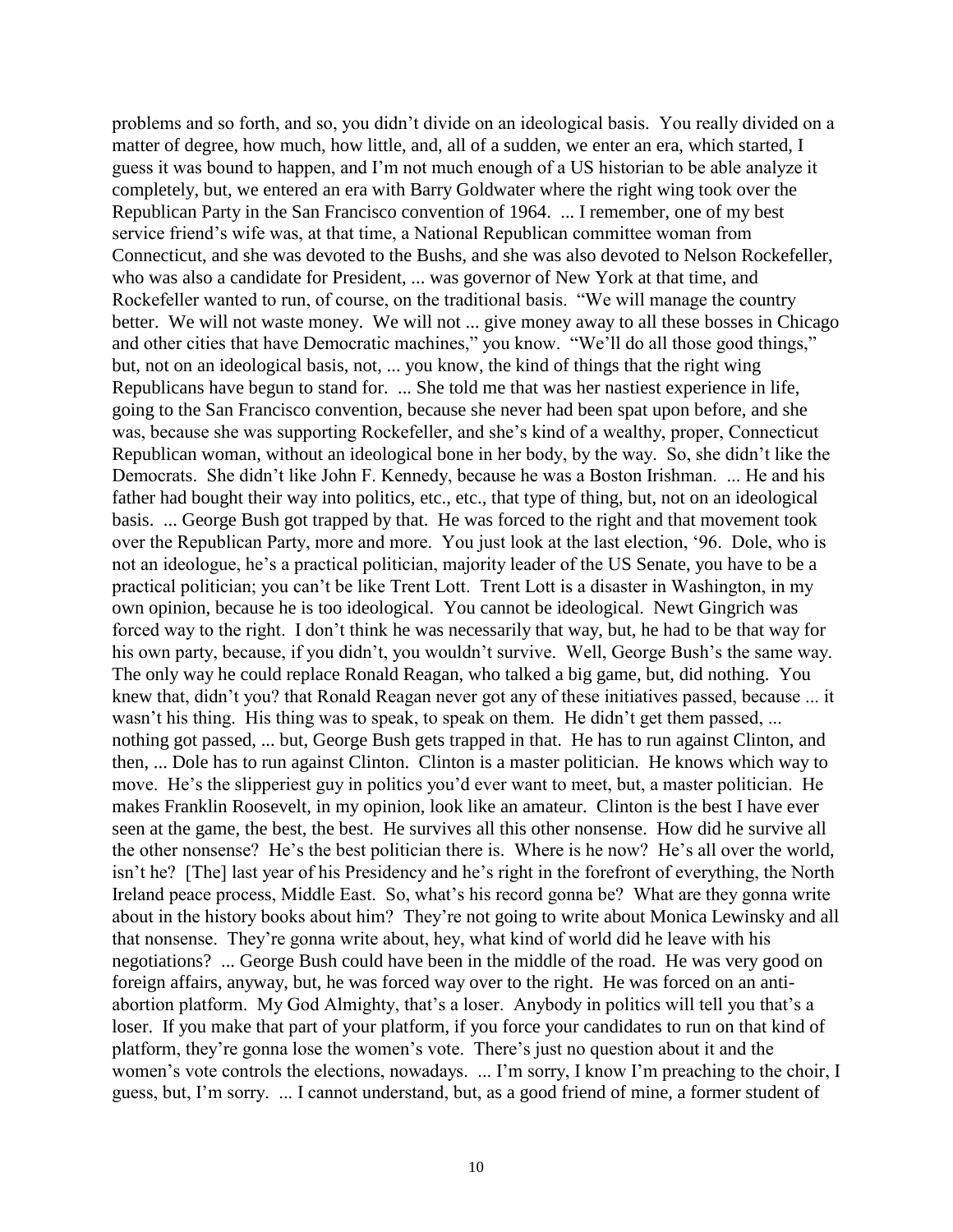problems and so forth, and so, you didn't divide on an ideological basis. You really divided on a matter of degree, how much, how little, and, all of a sudden, we enter an era, which started, I guess it was bound to happen, and I'm not much enough of a US historian to be able analyze it completely, but, we entered an era with Barry Goldwater where the right wing took over the Republican Party in the San Francisco convention of 1964. ... I remember, one of my best service friend's wife was, at that time, a National Republican committee woman from Connecticut, and she was devoted to the Bushs, and she was also devoted to Nelson Rockefeller, who was also a candidate for President, ... was governor of New York at that time, and Rockefeller wanted to run, of course, on the traditional basis. "We will manage the country better. We will not waste money. We will not ... give money away to all these bosses in Chicago and other cities that have Democratic machines," you know. "We'll do all those good things," but, not on an ideological basis, not, ... you know, the kind of things that the right wing Republicans have begun to stand for. ... She told me that was her nastiest experience in life, going to the San Francisco convention, because she never had been spat upon before, and she was, because she was supporting Rockefeller, and she's kind of a wealthy, proper, Connecticut Republican woman, without an ideological bone in her body, by the way. So, she didn't like the Democrats. She didn't like John F. Kennedy, because he was a Boston Irishman. ... He and his father had bought their way into politics, etc., etc., that type of thing, but, not on an ideological basis. ... George Bush got trapped by that. He was forced to the right and that movement took over the Republican Party, more and more. You just look at the last election, '96. Dole, who is not an ideologue, he's a practical politician, majority leader of the US Senate, you have to be a practical politician; you can't be like Trent Lott. Trent Lott is a disaster in Washington, in my own opinion, because he is too ideological. You cannot be ideological. Newt Gingrich was forced way to the right. I don't think he was necessarily that way, but, he had to be that way for his own party, because, if you didn't, you wouldn't survive. Well, George Bush's the same way. The only way he could replace Ronald Reagan, who talked a big game, but, did nothing. You knew that, didn't you? that Ronald Reagan never got any of these initiatives passed, because ... it wasn't his thing. His thing was to speak, to speak on them. He didn't get them passed, ... nothing got passed, ... but, George Bush gets trapped in that. He has to run against Clinton, and then, ... Dole has to run against Clinton. Clinton is a master politician. He knows which way to move. He's the slipperiest guy in politics you'd ever want to meet, but, a master politician. He makes Franklin Roosevelt, in my opinion, look like an amateur. Clinton is the best I have ever seen at the game, the best, the best. He survives all this other nonsense. How did he survive all the other nonsense? He's the best politician there is. Where is he now? He's all over the world, isn't he? [The] last year of his Presidency and he's right in the forefront of everything, the North Ireland peace process, Middle East. So, what's his record gonna be? What are they gonna write about in the history books about him? They're not going to write about Monica Lewinsky and all that nonsense. They're gonna write about, hey, what kind of world did he leave with his negotiations? ... George Bush could have been in the middle of the road. He was very good on foreign affairs, anyway, but, he was forced way over to the right. He was forced on an anti-abortion platform. My God Almighty, that's a loser. Anybody in politics will tell you that's a loser. If you make that part of your platform, if you force your candidates to run on that kind of platform, they're gonna lose the women's vote. There's just no question about it and the women's vote controls the elections, nowadays. ... I'm sorry, I know I'm preaching to the choir, I guess, but, I'm sorry. ... I cannot understand, but, as a good friend of mine, a former student of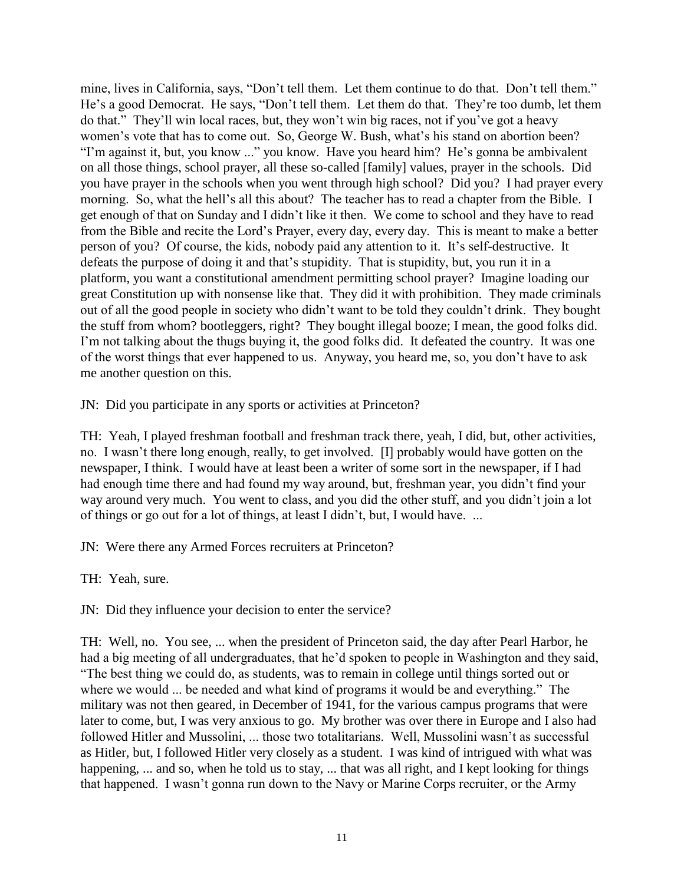mine, lives in California, says, "Don't tell them. Let them continue to do that. Don't tell them." He's a good Democrat. He says, "Don't tell them. Let them do that. They're too dumb, let them do that." They'll win local races, but, they won't win big races, not if you've got a heavy women's vote that has to come out. So, George W. Bush, what's his stand on abortion been? "I'm against it, but, you know ..." you know. Have you heard him? He's gonna be ambivalent on all those things, school prayer, all these so-called [family] values, prayer in the schools. Did you have prayer in the schools when you went through high school? Did you? I had prayer every morning. So, what the hell's all this about? The teacher has to read a chapter from the Bible. I get enough of that on Sunday and I didn't like it then. We come to school and they have to read from the Bible and recite the Lord's Prayer, every day, every day. This is meant to make a better person of you? Of course, the kids, nobody paid any attention to it. It's self-destructive. It defeats the purpose of doing it and that's stupidity. That is stupidity, but, you run it in a platform, you want a constitutional amendment permitting school prayer? Imagine loading our great Constitution up with nonsense like that. They did it with prohibition. They made criminals out of all the good people in society who didn't want to be told they couldn't drink. They bought the stuff from whom? bootleggers, right? They bought illegal booze; I mean, the good folks did. I'm not talking about the thugs buying it, the good folks did. It defeated the country. It was one of the worst things that ever happened to us. Anyway, you heard me, so, you don't have to ask me another question on this.

JN: Did you participate in any sports or activities at Princeton?

TH: Yeah, I played freshman football and freshman track there, yeah, I did, but, other activities, no. I wasn't there long enough, really, to get involved. [I] probably would have gotten on the newspaper, I think. I would have at least been a writer of some sort in the newspaper, if I had had enough time there and had found my way around, but, freshman year, you didn't find your way around very much. You went to class, and you did the other stuff, and you didn't join a lot of things or go out for a lot of things, at least I didn't, but, I would have. ...

JN: Were there any Armed Forces recruiters at Princeton?

TH: Yeah, sure.

JN: Did they influence your decision to enter the service?

TH: Well, no. You see, ... when the president of Princeton said, the day after Pearl Harbor, he had a big meeting of all undergraduates, that he'd spoken to people in Washington and they said, "The best thing we could do, as students, was to remain in college until things sorted out or where we would ... be needed and what kind of programs it would be and everything." The military was not then geared, in December of 1941, for the various campus programs that were later to come, but, I was very anxious to go. My brother was over there in Europe and I also had followed Hitler and Mussolini, ... those two totalitarians. Well, Mussolini wasn't as successful as Hitler, but, I followed Hitler very closely as a student. I was kind of intrigued with what was happening, ... and so, when he told us to stay, ... that was all right, and I kept looking for things that happened. I wasn't gonna run down to the Navy or Marine Corps recruiter, or the Army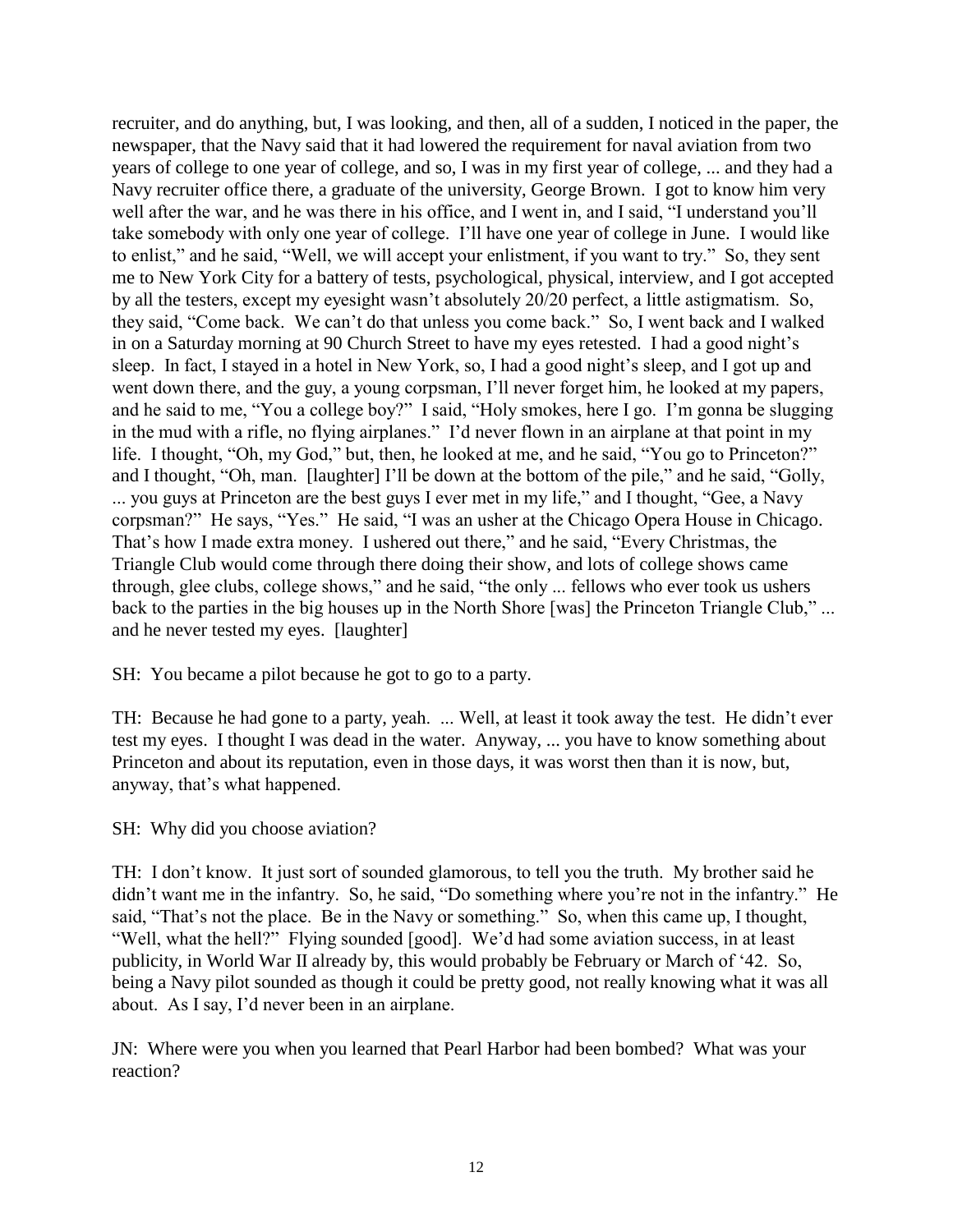recruiter, and do anything, but, I was looking, and then, all of a sudden, I noticed in the paper, the newspaper, that the Navy said that it had lowered the requirement for naval aviation from two years of college to one year of college, and so, I was in my first year of college, ... and they had a Navy recruiter office there, a graduate of the university, George Brown. I got to know him very well after the war, and he was there in his office, and I went in, and I said, "I understand you'll take somebody with only one year of college. I'll have one year of college in June. I would like to enlist," and he said, "Well, we will accept your enlistment, if you want to try." So, they sent me to New York City for a battery of tests, psychological, physical, interview, and I got accepted by all the testers, except my eyesight wasn't absolutely 20/20 perfect, a little astigmatism. So, they said, "Come back. We can't do that unless you come back." So, I went back and I walked in on a Saturday morning at 90 Church Street to have my eyes retested. I had a good night's sleep. In fact, I stayed in a hotel in New York, so, I had a good night's sleep, and I got up and went down there, and the guy, a young corpsman, I'll never forget him, he looked at my papers, and he said to me, "You a college boy?" I said, "Holy smokes, here I go. I'm gonna be slugging in the mud with a rifle, no flying airplanes." I'd never flown in an airplane at that point in my life. I thought, "Oh, my God," but, then, he looked at me, and he said, "You go to Princeton?" and I thought, "Oh, man. [laughter] I'll be down at the bottom of the pile," and he said, "Golly, ... you guys at Princeton are the best guys I ever met in my life," and I thought, "Gee, a Navy corpsman?" He says, "Yes." He said, "I was an usher at the Chicago Opera House in Chicago. That's how I made extra money. I ushered out there," and he said, "Every Christmas, the Triangle Club would come through there doing their show, and lots of college shows came through, glee clubs, college shows," and he said, "the only ... fellows who ever took us ushers back to the parties in the big houses up in the North Shore [was] the Princeton Triangle Club," ... and he never tested my eyes. [laughter]

SH: You became a pilot because he got to go to a party.

TH: Because he had gone to a party, yeah. ... Well, at least it took away the test. He didn't ever test my eyes. I thought I was dead in the water. Anyway, ... you have to know something about Princeton and about its reputation, even in those days, it was worst then than it is now, but, anyway, that's what happened.

SH: Why did you choose aviation?

TH: I don't know. It just sort of sounded glamorous, to tell you the truth. My brother said he didn't want me in the infantry. So, he said, "Do something where you're not in the infantry." He said, "That's not the place. Be in the Navy or something." So, when this came up, I thought, "Well, what the hell?" Flying sounded [good]. We'd had some aviation success, in at least publicity, in World War II already by, this would probably be February or March of '42. So, being a Navy pilot sounded as though it could be pretty good, not really knowing what it was all about. As I say, I'd never been in an airplane.

JN: Where were you when you learned that Pearl Harbor had been bombed? What was your reaction?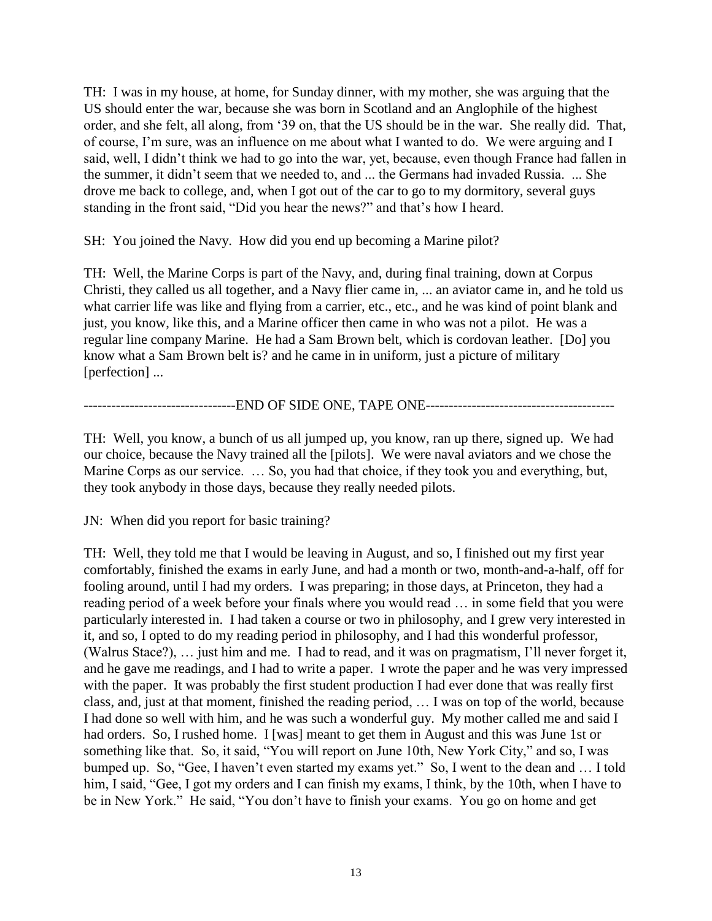TH: I was in my house, at home, for Sunday dinner, with my mother, she was arguing that the US should enter the war, because she was born in Scotland and an Anglophile of the highest order, and she felt, all along, from '39 on, that the US should be in the war. She really did. That, of course, I'm sure, was an influence on me about what I wanted to do. We were arguing and I said, well, I didn't think we had to go into the war, yet, because, even though France had fallen in the summer, it didn't seem that we needed to, and ... the Germans had invaded Russia. ... She drove me back to college, and, when I got out of the car to go to my dormitory, several guys standing in the front said, "Did you hear the news?" and that's how I heard.

SH: You joined the Navy. How did you end up becoming a Marine pilot?

TH: Well, the Marine Corps is part of the Navy, and, during final training, down at Corpus Christi, they called us all together, and a Navy flier came in, ... an aviator came in, and he told us what carrier life was like and flying from a carrier, etc., etc., and he was kind of point blank and just, you know, like this, and a Marine officer then came in who was not a pilot. He was a regular line company Marine. He had a Sam Brown belt, which is cordovan leather. [Do] you know what a Sam Brown belt is? and he came in in uniform, just a picture of military [perfection] ...

---------------------------------END OF SIDE ONE, TAPE ONE-----------------------------------------

TH: Well, you know, a bunch of us all jumped up, you know, ran up there, signed up. We had our choice, because the Navy trained all the [pilots]. We were naval aviators and we chose the Marine Corps as our service. … So, you had that choice, if they took you and everything, but, they took anybody in those days, because they really needed pilots.

JN: When did you report for basic training?

TH: Well, they told me that I would be leaving in August, and so, I finished out my first year comfortably, finished the exams in early June, and had a month or two, month-and-a-half, off for fooling around, until I had my orders. I was preparing; in those days, at Princeton, they had a reading period of a week before your finals where you would read … in some field that you were particularly interested in. I had taken a course or two in philosophy, and I grew very interested in it, and so, I opted to do my reading period in philosophy, and I had this wonderful professor, (Walrus Stace?), … just him and me. I had to read, and it was on pragmatism, I'll never forget it, and he gave me readings, and I had to write a paper. I wrote the paper and he was very impressed with the paper. It was probably the first student production I had ever done that was really first class, and, just at that moment, finished the reading period, … I was on top of the world, because I had done so well with him, and he was such a wonderful guy. My mother called me and said I had orders. So, I rushed home. I [was] meant to get them in August and this was June 1st or something like that. So, it said, "You will report on June 10th, New York City," and so, I was bumped up. So, "Gee, I haven't even started my exams yet." So, I went to the dean and … I told him, I said, "Gee, I got my orders and I can finish my exams, I think, by the 10th, when I have to be in New York." He said, "You don't have to finish your exams. You go on home and get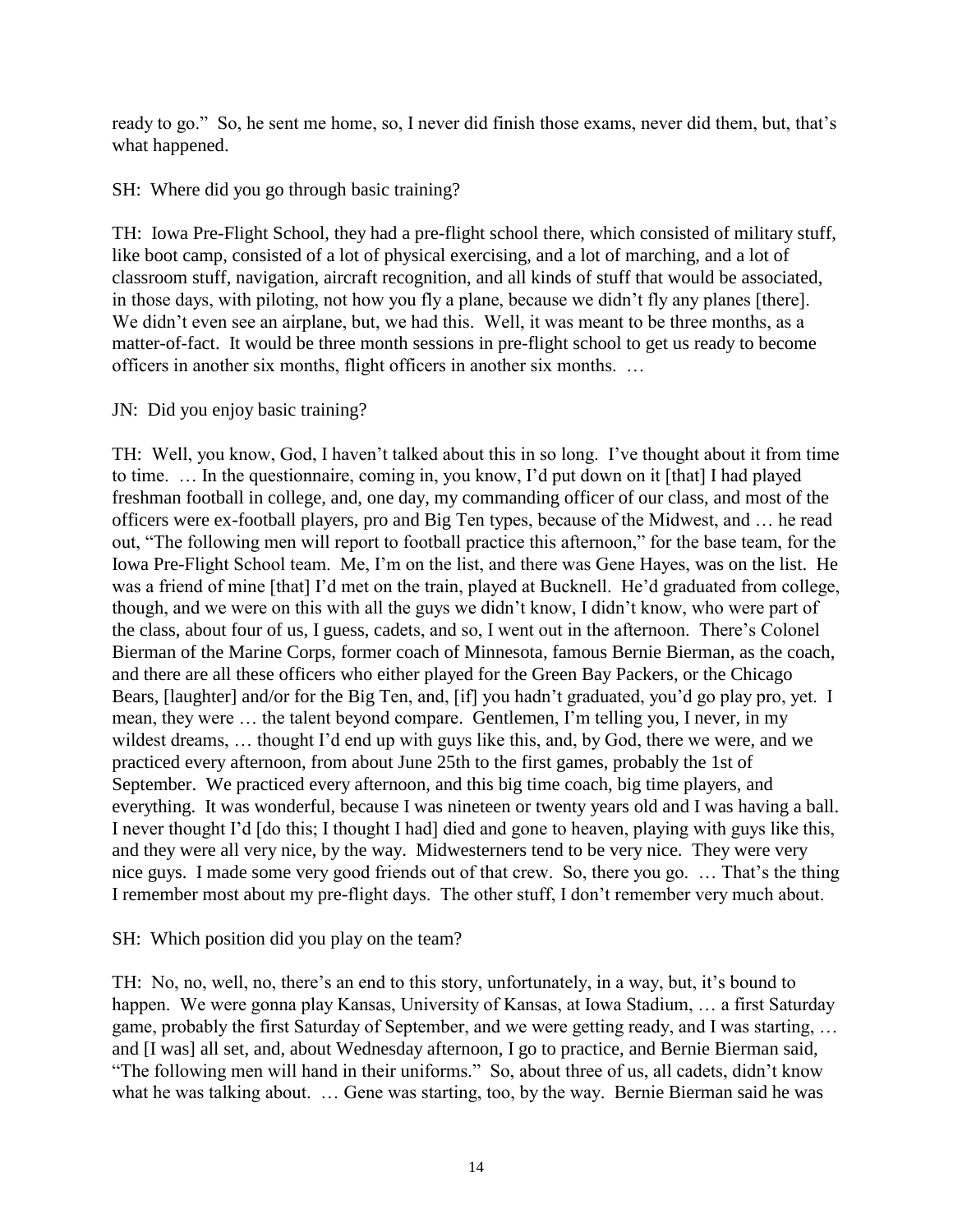ready to go." So, he sent me home, so, I never did finish those exams, never did them, but, that's what happened.

SH: Where did you go through basic training?

TH: Iowa Pre-Flight School, they had a pre-flight school there, which consisted of military stuff, like boot camp, consisted of a lot of physical exercising, and a lot of marching, and a lot of classroom stuff, navigation, aircraft recognition, and all kinds of stuff that would be associated, in those days, with piloting, not how you fly a plane, because we didn't fly any planes [there]. We didn't even see an airplane, but, we had this. Well, it was meant to be three months, as a matter-of-fact. It would be three month sessions in pre-flight school to get us ready to become officers in another six months, flight officers in another six months. …

JN: Did you enjoy basic training?

TH: Well, you know, God, I haven't talked about this in so long. I've thought about it from time to time. … In the questionnaire, coming in, you know, I'd put down on it [that] I had played freshman football in college, and, one day, my commanding officer of our class, and most of the officers were ex-football players, pro and Big Ten types, because of the Midwest, and … he read out, "The following men will report to football practice this afternoon," for the base team, for the Iowa Pre-Flight School team. Me, I'm on the list, and there was Gene Hayes, was on the list. He was a friend of mine [that] I'd met on the train, played at Bucknell. He'd graduated from college, though, and we were on this with all the guys we didn't know, I didn't know, who were part of the class, about four of us, I guess, cadets, and so, I went out in the afternoon. There's Colonel Bierman of the Marine Corps, former coach of Minnesota, famous Bernie Bierman, as the coach, and there are all these officers who either played for the Green Bay Packers, or the Chicago Bears, [laughter] and/or for the Big Ten, and, [if] you hadn't graduated, you'd go play pro, yet. I mean, they were … the talent beyond compare. Gentlemen, I'm telling you, I never, in my wildest dreams, … thought I'd end up with guys like this, and, by God, there we were, and we practiced every afternoon, from about June 25th to the first games, probably the 1st of September. We practiced every afternoon, and this big time coach, big time players, and everything. It was wonderful, because I was nineteen or twenty years old and I was having a ball. I never thought I'd [do this; I thought I had] died and gone to heaven, playing with guys like this, and they were all very nice, by the way. Midwesterners tend to be very nice. They were very nice guys. I made some very good friends out of that crew. So, there you go. … That's the thing I remember most about my pre-flight days. The other stuff, I don't remember very much about.

SH: Which position did you play on the team?

TH: No, no, well, no, there's an end to this story, unfortunately, in a way, but, it's bound to happen. We were gonna play Kansas, University of Kansas, at Iowa Stadium, … a first Saturday game, probably the first Saturday of September, and we were getting ready, and I was starting, … and [I was] all set, and, about Wednesday afternoon, I go to practice, and Bernie Bierman said, "The following men will hand in their uniforms." So, about three of us, all cadets, didn't know what he was talking about. … Gene was starting, too, by the way. Bernie Bierman said he was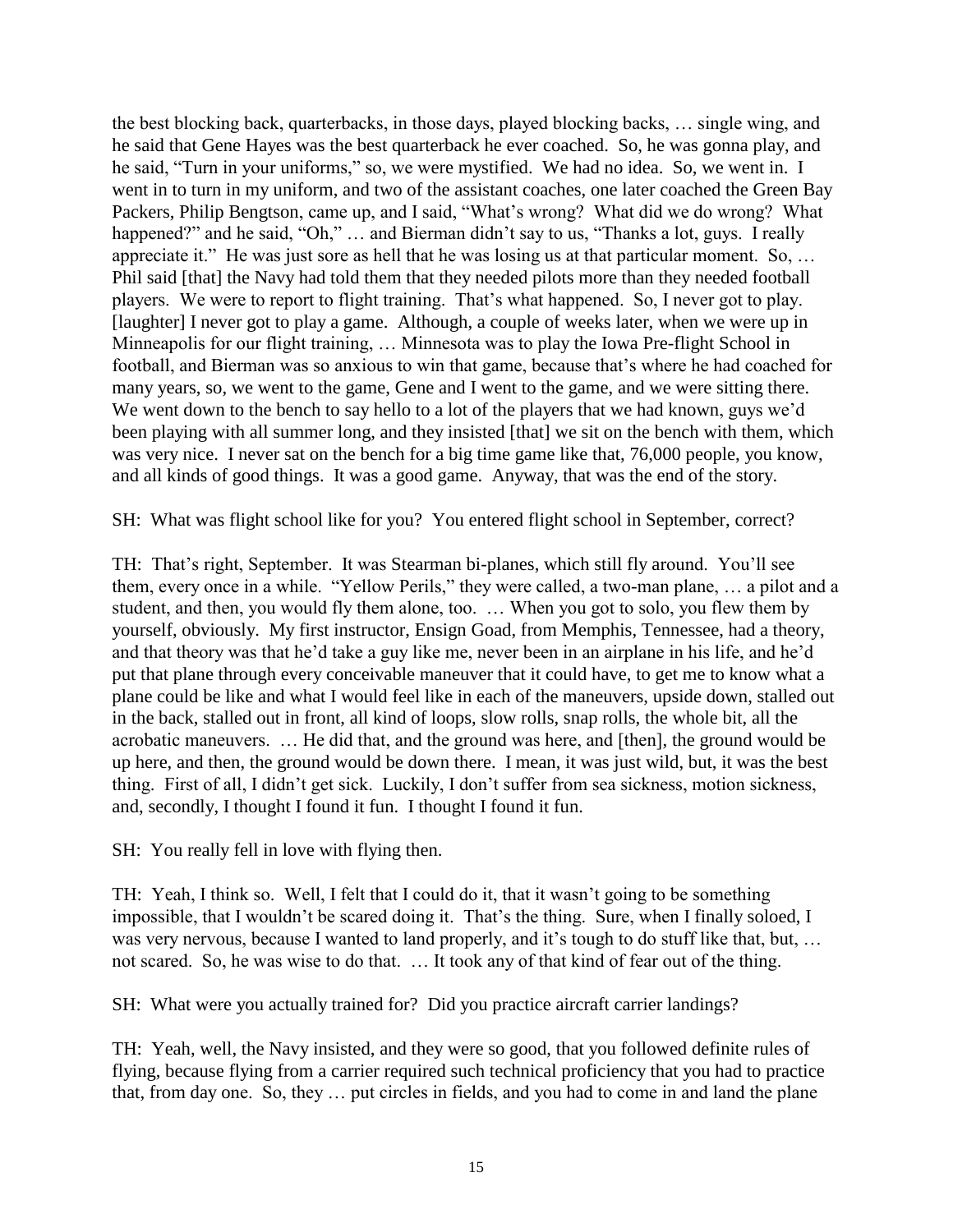the best blocking back, quarterbacks, in those days, played blocking backs, … single wing, and he said that Gene Hayes was the best quarterback he ever coached. So, he was gonna play, and he said, "Turn in your uniforms," so, we were mystified. We had no idea. So, we went in. I went in to turn in my uniform, and two of the assistant coaches, one later coached the Green Bay Packers, Philip Bengtson, came up, and I said, "What's wrong? What did we do wrong? What happened?" and he said, "Oh," … and Bierman didn't say to us, "Thanks a lot, guys. I really appreciate it." He was just sore as hell that he was losing us at that particular moment. So, … Phil said [that] the Navy had told them that they needed pilots more than they needed football players. We were to report to flight training. That's what happened. So, I never got to play. [laughter] I never got to play a game. Although, a couple of weeks later, when we were up in Minneapolis for our flight training, … Minnesota was to play the Iowa Pre-flight School in football, and Bierman was so anxious to win that game, because that's where he had coached for many years, so, we went to the game, Gene and I went to the game, and we were sitting there. We went down to the bench to say hello to a lot of the players that we had known, guys we'd been playing with all summer long, and they insisted [that] we sit on the bench with them, which was very nice. I never sat on the bench for a big time game like that, 76,000 people, you know, and all kinds of good things. It was a good game. Anyway, that was the end of the story.

SH: What was flight school like for you? You entered flight school in September, correct?

TH: That's right, September. It was Stearman bi-planes, which still fly around. You'll see them, every once in a while. "Yellow Perils," they were called, a two-man plane, … a pilot and a student, and then, you would fly them alone, too. … When you got to solo, you flew them by yourself, obviously. My first instructor, Ensign Goad, from Memphis, Tennessee, had a theory, and that theory was that he'd take a guy like me, never been in an airplane in his life, and he'd put that plane through every conceivable maneuver that it could have, to get me to know what a plane could be like and what I would feel like in each of the maneuvers, upside down, stalled out in the back, stalled out in front, all kind of loops, slow rolls, snap rolls, the whole bit, all the acrobatic maneuvers. … He did that, and the ground was here, and [then], the ground would be up here, and then, the ground would be down there. I mean, it was just wild, but, it was the best thing. First of all, I didn't get sick. Luckily, I don't suffer from sea sickness, motion sickness, and, secondly, I thought I found it fun. I thought I found it fun.

SH: You really fell in love with flying then.

TH: Yeah, I think so. Well, I felt that I could do it, that it wasn't going to be something impossible, that I wouldn't be scared doing it. That's the thing. Sure, when I finally soloed, I was very nervous, because I wanted to land properly, and it's tough to do stuff like that, but, … not scared. So, he was wise to do that. … It took any of that kind of fear out of the thing.

SH: What were you actually trained for? Did you practice aircraft carrier landings?

TH: Yeah, well, the Navy insisted, and they were so good, that you followed definite rules of flying, because flying from a carrier required such technical proficiency that you had to practice that, from day one. So, they … put circles in fields, and you had to come in and land the plane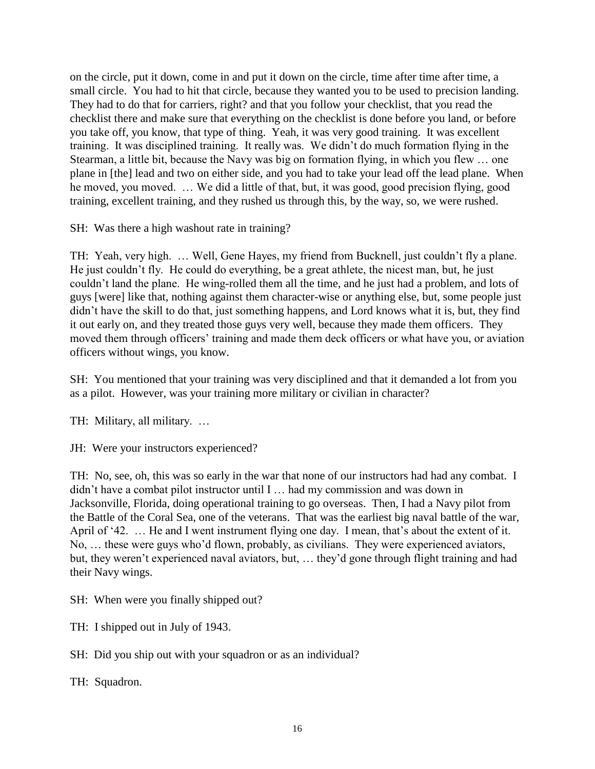on the circle, put it down, come in and put it down on the circle, time after time after time, a small circle. You had to hit that circle, because they wanted you to be used to precision landing. They had to do that for carriers, right? and that you follow your checklist, that you read the checklist there and make sure that everything on the checklist is done before you land, or before you take off, you know, that type of thing. Yeah, it was very good training. It was excellent training. It was disciplined training. It really was. We didn't do much formation flying in the Stearman, a little bit, because the Navy was big on formation flying, in which you flew … one plane in [the] lead and two on either side, and you had to take your lead off the lead plane. When he moved, you moved. … We did a little of that, but, it was good, good precision flying, good training, excellent training, and they rushed us through this, by the way, so, we were rushed.

SH: Was there a high washout rate in training?

TH: Yeah, very high. … Well, Gene Hayes, my friend from Bucknell, just couldn't fly a plane. He just couldn't fly. He could do everything, be a great athlete, the nicest man, but, he just couldn't land the plane. He wing-rolled them all the time, and he just had a problem, and lots of guys [were] like that, nothing against them character-wise or anything else, but, some people just didn't have the skill to do that, just something happens, and Lord knows what it is, but, they find it out early on, and they treated those guys very well, because they made them officers. They moved them through officers' training and made them deck officers or what have you, or aviation officers without wings, you know.

SH: You mentioned that your training was very disciplined and that it demanded a lot from you as a pilot. However, was your training more military or civilian in character?

TH: Military, all military. …

JH: Were your instructors experienced?

TH: No, see, oh, this was so early in the war that none of our instructors had had any combat. I didn't have a combat pilot instructor until I … had my commission and was down in Jacksonville, Florida, doing operational training to go overseas. Then, I had a Navy pilot from the Battle of the Coral Sea, one of the veterans. That was the earliest big naval battle of the war, April of '42. … He and I went instrument flying one day. I mean, that's about the extent of it. No, … these were guys who'd flown, probably, as civilians. They were experienced aviators, but, they weren't experienced naval aviators, but, … they'd gone through flight training and had their Navy wings.

SH: When were you finally shipped out?

TH: I shipped out in July of 1943.

SH: Did you ship out with your squadron or as an individual?

TH: Squadron.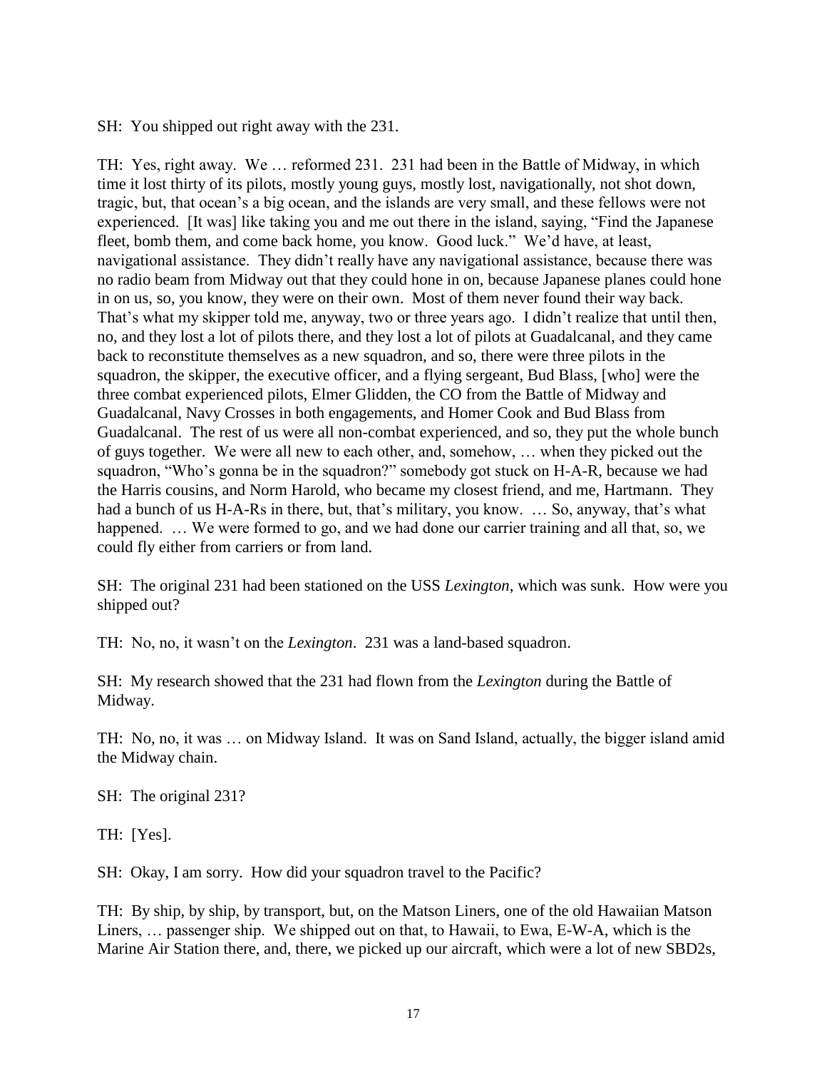SH: You shipped out right away with the 231.

TH: Yes, right away. We … reformed 231. 231 had been in the Battle of Midway, in which time it lost thirty of its pilots, mostly young guys, mostly lost, navigationally, not shot down, tragic, but, that ocean's a big ocean, and the islands are very small, and these fellows were not experienced. [It was] like taking you and me out there in the island, saying, "Find the Japanese fleet, bomb them, and come back home, you know. Good luck." We'd have, at least, navigational assistance. They didn't really have any navigational assistance, because there was no radio beam from Midway out that they could hone in on, because Japanese planes could hone in on us, so, you know, they were on their own. Most of them never found their way back. That's what my skipper told me, anyway, two or three years ago. I didn't realize that until then, no, and they lost a lot of pilots there, and they lost a lot of pilots at Guadalcanal, and they came back to reconstitute themselves as a new squadron, and so, there were three pilots in the squadron, the skipper, the executive officer, and a flying sergeant, Bud Blass, [who] were the three combat experienced pilots, Elmer Glidden, the CO from the Battle of Midway and Guadalcanal, Navy Crosses in both engagements, and Homer Cook and Bud Blass from Guadalcanal. The rest of us were all non-combat experienced, and so, they put the whole bunch of guys together. We were all new to each other, and, somehow, … when they picked out the squadron, "Who's gonna be in the squadron?" somebody got stuck on H-A-R, because we had the Harris cousins, and Norm Harold, who became my closest friend, and me, Hartmann. They had a bunch of us H-A-Rs in there, but, that's military, you know. … So, anyway, that's what happened. … We were formed to go, and we had done our carrier training and all that, so, we could fly either from carriers or from land.

SH: The original 231 had been stationed on the USS *Lexington*, which was sunk. How were you shipped out?

TH: No, no, it wasn't on the *Lexington*. 231 was a land-based squadron.

SH: My research showed that the 231 had flown from the *Lexington* during the Battle of Midway.

TH: No, no, it was … on Midway Island. It was on Sand Island, actually, the bigger island amid the Midway chain.

SH: The original 231?

TH: [Yes].

SH: Okay, I am sorry. How did your squadron travel to the Pacific?

TH: By ship, by ship, by transport, but, on the Matson Liners, one of the old Hawaiian Matson Liners, … passenger ship. We shipped out on that, to Hawaii, to Ewa, E-W-A, which is the Marine Air Station there, and, there, we picked up our aircraft, which were a lot of new SBD2s,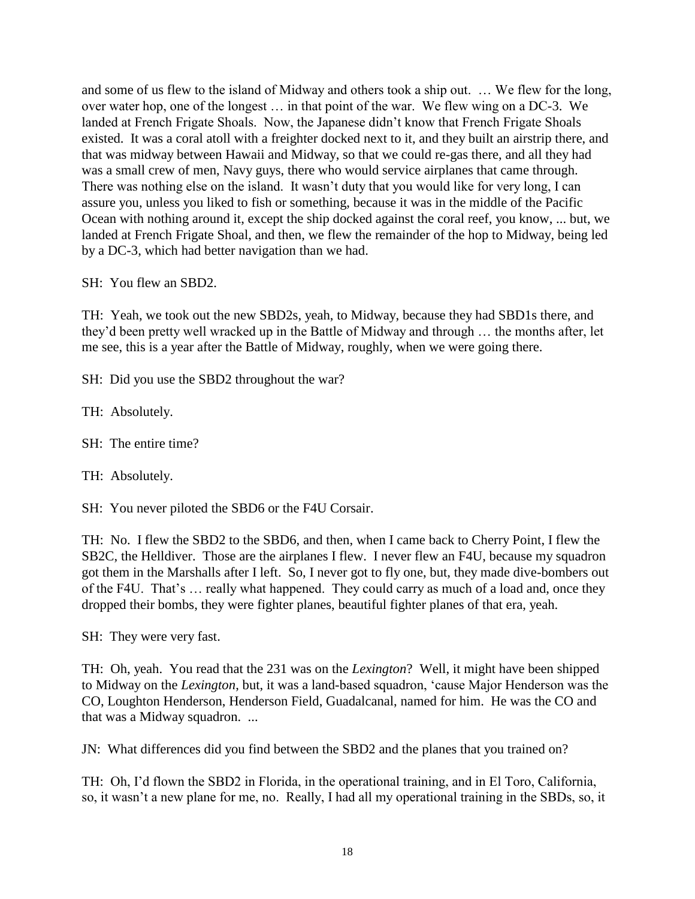and some of us flew to the island of Midway and others took a ship out. … We flew for the long, over water hop, one of the longest … in that point of the war. We flew wing on a DC-3. We landed at French Frigate Shoals. Now, the Japanese didn't know that French Frigate Shoals existed. It was a coral atoll with a freighter docked next to it, and they built an airstrip there, and that was midway between Hawaii and Midway, so that we could re-gas there, and all they had was a small crew of men, Navy guys, there who would service airplanes that came through. There was nothing else on the island. It wasn't duty that you would like for very long, I can assure you, unless you liked to fish or something, because it was in the middle of the Pacific Ocean with nothing around it, except the ship docked against the coral reef, you know, ... but, we landed at French Frigate Shoal, and then, we flew the remainder of the hop to Midway, being led by a DC-3, which had better navigation than we had.

SH: You flew an SBD2.

TH: Yeah, we took out the new SBD2s, yeah, to Midway, because they had SBD1s there, and they'd been pretty well wracked up in the Battle of Midway and through … the months after, let me see, this is a year after the Battle of Midway, roughly, when we were going there.

SH: Did you use the SBD2 throughout the war?

TH: Absolutely.

SH: The entire time?

TH: Absolutely.

SH: You never piloted the SBD6 or the F4U Corsair.

TH: No. I flew the SBD2 to the SBD6, and then, when I came back to Cherry Point, I flew the SB2C, the Helldiver. Those are the airplanes I flew. I never flew an F4U, because my squadron got them in the Marshalls after I left. So, I never got to fly one, but, they made dive-bombers out of the F4U. That's … really what happened. They could carry as much of a load and, once they dropped their bombs, they were fighter planes, beautiful fighter planes of that era, yeah.

SH: They were very fast.

TH: Oh, yeah. You read that the 231 was on the *Lexington*? Well, it might have been shipped to Midway on the *Lexington*, but, it was a land-based squadron, 'cause Major Henderson was the CO, Loughton Henderson, Henderson Field, Guadalcanal, named for him. He was the CO and that was a Midway squadron. ...

JN: What differences did you find between the SBD2 and the planes that you trained on?

TH: Oh, I'd flown the SBD2 in Florida, in the operational training, and in El Toro, California, so, it wasn't a new plane for me, no. Really, I had all my operational training in the SBDs, so, it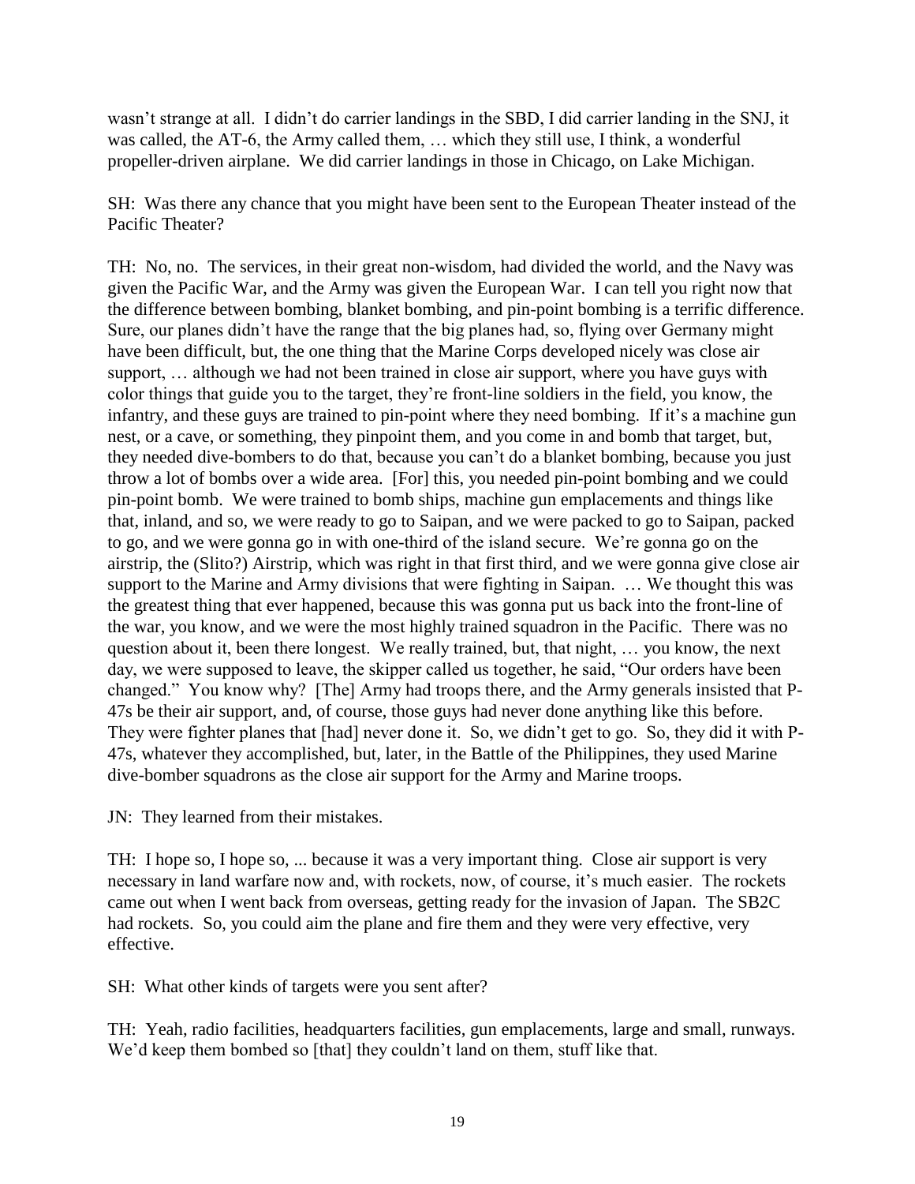wasn't strange at all. I didn't do carrier landings in the SBD, I did carrier landing in the SNJ, it was called, the AT-6, the Army called them, … which they still use, I think, a wonderful propeller-driven airplane. We did carrier landings in those in Chicago, on Lake Michigan.

SH: Was there any chance that you might have been sent to the European Theater instead of the Pacific Theater?

TH: No, no. The services, in their great non-wisdom, had divided the world, and the Navy was given the Pacific War, and the Army was given the European War. I can tell you right now that the difference between bombing, blanket bombing, and pin-point bombing is a terrific difference. Sure, our planes didn't have the range that the big planes had, so, flying over Germany might have been difficult, but, the one thing that the Marine Corps developed nicely was close air support, … although we had not been trained in close air support, where you have guys with color things that guide you to the target, they're front-line soldiers in the field, you know, the infantry, and these guys are trained to pin-point where they need bombing. If it's a machine gun nest, or a cave, or something, they pinpoint them, and you come in and bomb that target, but, they needed dive-bombers to do that, because you can't do a blanket bombing, because you just throw a lot of bombs over a wide area. [For] this, you needed pin-point bombing and we could pin-point bomb. We were trained to bomb ships, machine gun emplacements and things like that, inland, and so, we were ready to go to Saipan, and we were packed to go to Saipan, packed to go, and we were gonna go in with one-third of the island secure. We're gonna go on the airstrip, the (Slito?) Airstrip, which was right in that first third, and we were gonna give close air support to the Marine and Army divisions that were fighting in Saipan. … We thought this was the greatest thing that ever happened, because this was gonna put us back into the front-line of the war, you know, and we were the most highly trained squadron in the Pacific. There was no question about it, been there longest. We really trained, but, that night, … you know, the next day, we were supposed to leave, the skipper called us together, he said, "Our orders have been changed." You know why? [The] Army had troops there, and the Army generals insisted that P-47s be their air support, and, of course, those guys had never done anything like this before. They were fighter planes that [had] never done it. So, we didn't get to go. So, they did it with P-47s, whatever they accomplished, but, later, in the Battle of the Philippines, they used Marine dive-bomber squadrons as the close air support for the Army and Marine troops.

JN: They learned from their mistakes.

TH: I hope so, I hope so, ... because it was a very important thing. Close air support is very necessary in land warfare now and, with rockets, now, of course, it's much easier. The rockets came out when I went back from overseas, getting ready for the invasion of Japan. The SB2C had rockets. So, you could aim the plane and fire them and they were very effective, very effective.

SH: What other kinds of targets were you sent after?

TH: Yeah, radio facilities, headquarters facilities, gun emplacements, large and small, runways. We'd keep them bombed so [that] they couldn't land on them, stuff like that.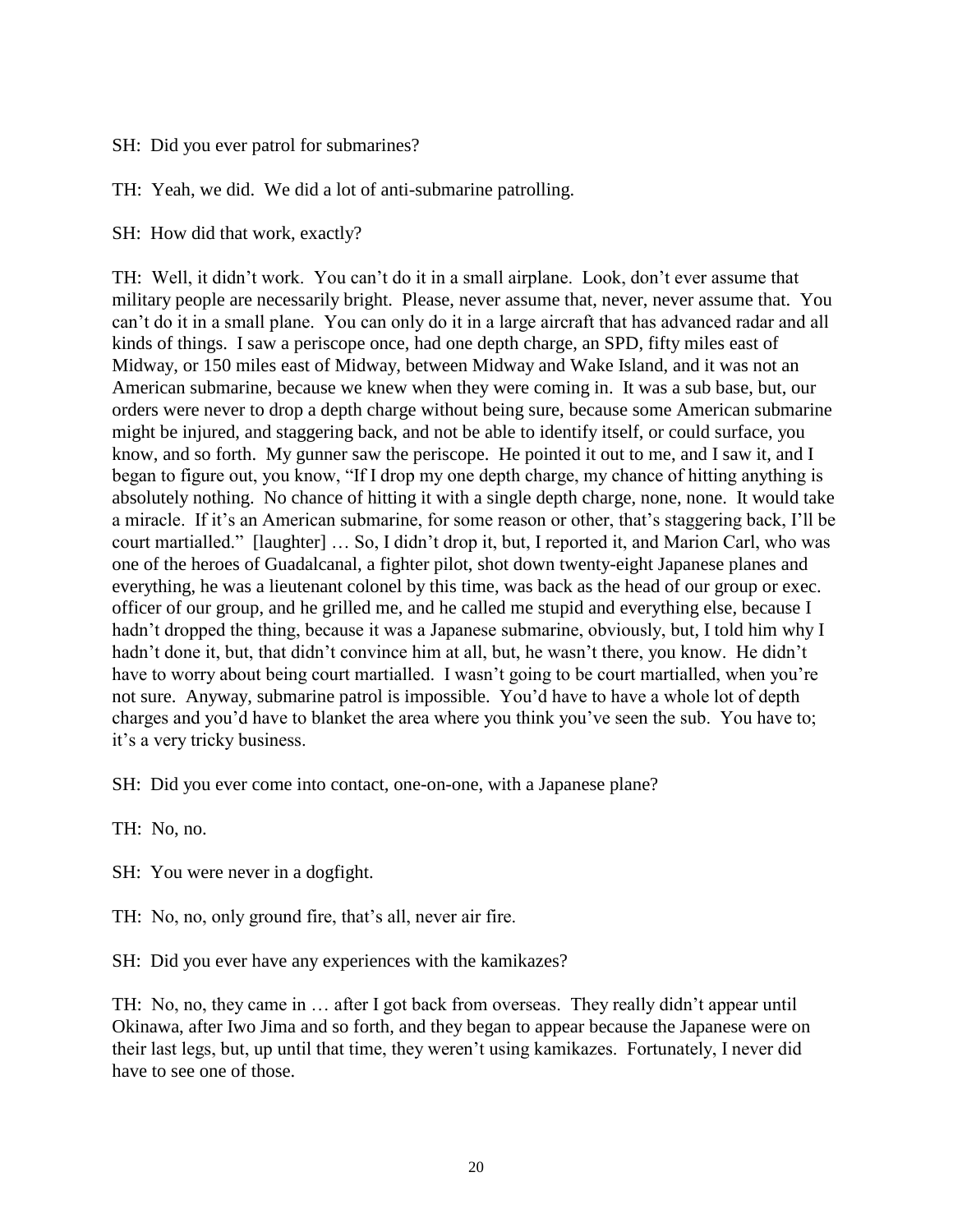SH: Did you ever patrol for submarines?

TH: Yeah, we did. We did a lot of anti-submarine patrolling.

SH: How did that work, exactly?

TH: Well, it didn't work. You can't do it in a small airplane. Look, don't ever assume that military people are necessarily bright. Please, never assume that, never, never assume that. You can't do it in a small plane. You can only do it in a large aircraft that has advanced radar and all kinds of things. I saw a periscope once, had one depth charge, an SPD, fifty miles east of Midway, or 150 miles east of Midway, between Midway and Wake Island, and it was not an American submarine, because we knew when they were coming in. It was a sub base, but, our orders were never to drop a depth charge without being sure, because some American submarine might be injured, and staggering back, and not be able to identify itself, or could surface, you know, and so forth. My gunner saw the periscope. He pointed it out to me, and I saw it, and I began to figure out, you know, "If I drop my one depth charge, my chance of hitting anything is absolutely nothing. No chance of hitting it with a single depth charge, none, none. It would take a miracle. If it's an American submarine, for some reason or other, that's staggering back, I'll be court martialled." [laughter] … So, I didn't drop it, but, I reported it, and Marion Carl, who was one of the heroes of Guadalcanal, a fighter pilot, shot down twenty-eight Japanese planes and everything, he was a lieutenant colonel by this time, was back as the head of our group or exec. officer of our group, and he grilled me, and he called me stupid and everything else, because I hadn't dropped the thing, because it was a Japanese submarine, obviously, but, I told him why I hadn't done it, but, that didn't convince him at all, but, he wasn't there, you know. He didn't have to worry about being court martialled. I wasn't going to be court martialled, when you're not sure. Anyway, submarine patrol is impossible. You'd have to have a whole lot of depth charges and you'd have to blanket the area where you think you've seen the sub. You have to; it's a very tricky business.

SH: Did you ever come into contact, one-on-one, with a Japanese plane?

TH: No, no.

SH: You were never in a dogfight.

TH: No, no, only ground fire, that's all, never air fire.

SH: Did you ever have any experiences with the kamikazes?

TH: No, no, they came in … after I got back from overseas. They really didn't appear until Okinawa, after Iwo Jima and so forth, and they began to appear because the Japanese were on their last legs, but, up until that time, they weren't using kamikazes. Fortunately, I never did have to see one of those.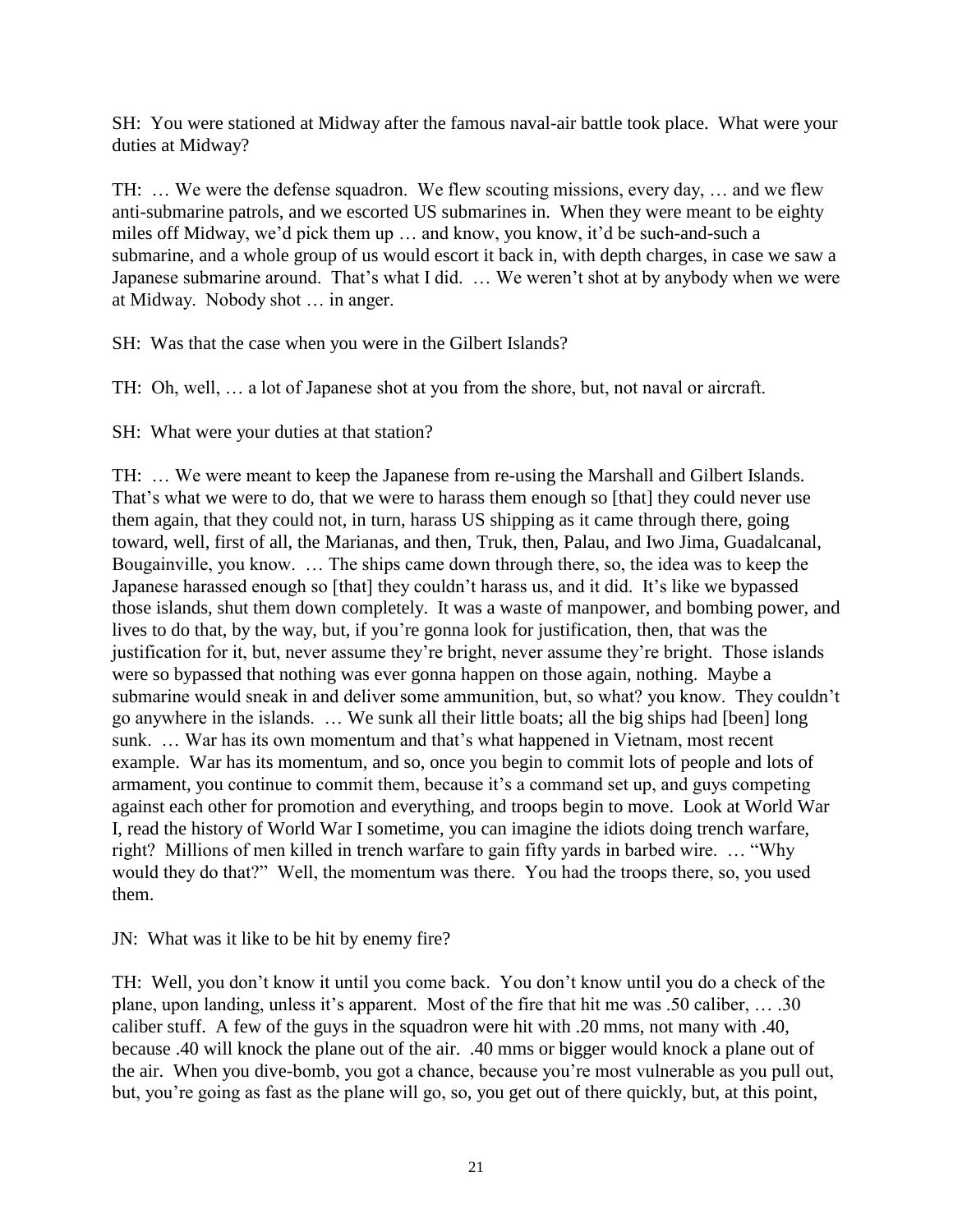SH: You were stationed at Midway after the famous naval-air battle took place. What were your duties at Midway?

TH: … We were the defense squadron. We flew scouting missions, every day, … and we flew anti-submarine patrols, and we escorted US submarines in. When they were meant to be eighty miles off Midway, we'd pick them up … and know, you know, it'd be such-and-such a submarine, and a whole group of us would escort it back in, with depth charges, in case we saw a Japanese submarine around. That's what I did. … We weren't shot at by anybody when we were at Midway. Nobody shot … in anger.

SH: Was that the case when you were in the Gilbert Islands?

TH: Oh, well, … a lot of Japanese shot at you from the shore, but, not naval or aircraft.

SH: What were your duties at that station?

TH: … We were meant to keep the Japanese from re-using the Marshall and Gilbert Islands. That's what we were to do, that we were to harass them enough so [that] they could never use them again, that they could not, in turn, harass US shipping as it came through there, going toward, well, first of all, the Marianas, and then, Truk, then, Palau, and Iwo Jima, Guadalcanal, Bougainville, you know. … The ships came down through there, so, the idea was to keep the Japanese harassed enough so [that] they couldn't harass us, and it did. It's like we bypassed those islands, shut them down completely. It was a waste of manpower, and bombing power, and lives to do that, by the way, but, if you're gonna look for justification, then, that was the justification for it, but, never assume they're bright, never assume they're bright. Those islands were so bypassed that nothing was ever gonna happen on those again, nothing. Maybe a submarine would sneak in and deliver some ammunition, but, so what? you know. They couldn't go anywhere in the islands. … We sunk all their little boats; all the big ships had [been] long sunk. … War has its own momentum and that's what happened in Vietnam, most recent example. War has its momentum, and so, once you begin to commit lots of people and lots of armament, you continue to commit them, because it's a command set up, and guys competing against each other for promotion and everything, and troops begin to move. Look at World War I, read the history of World War I sometime, you can imagine the idiots doing trench warfare, right? Millions of men killed in trench warfare to gain fifty yards in barbed wire. … "Why would they do that?" Well, the momentum was there. You had the troops there, so, you used them.

JN: What was it like to be hit by enemy fire?

TH: Well, you don't know it until you come back. You don't know until you do a check of the plane, upon landing, unless it's apparent. Most of the fire that hit me was .50 caliber, … .30 caliber stuff. A few of the guys in the squadron were hit with .20 mms, not many with .40, because .40 will knock the plane out of the air. .40 mms or bigger would knock a plane out of the air. When you dive-bomb, you got a chance, because you're most vulnerable as you pull out, but, you're going as fast as the plane will go, so, you get out of there quickly, but, at this point,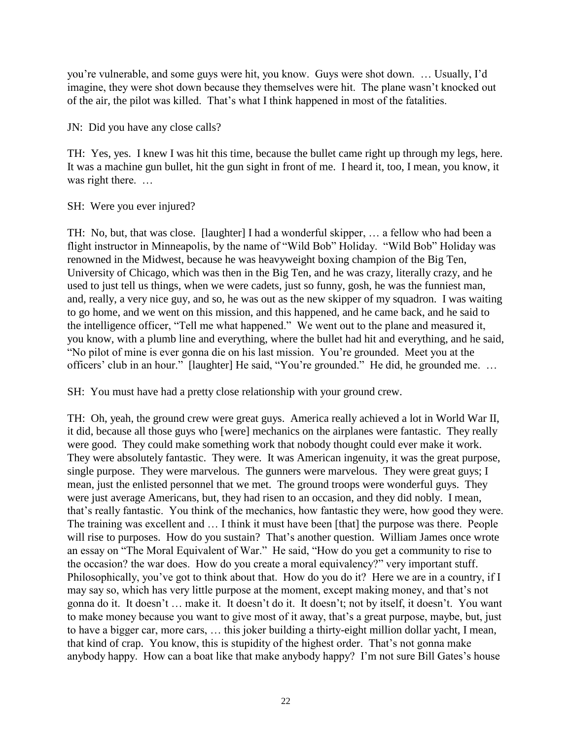you're vulnerable, and some guys were hit, you know. Guys were shot down. … Usually, I'd imagine, they were shot down because they themselves were hit. The plane wasn't knocked out of the air, the pilot was killed. That's what I think happened in most of the fatalities.

JN: Did you have any close calls?

TH: Yes, yes. I knew I was hit this time, because the bullet came right up through my legs, here. It was a machine gun bullet, hit the gun sight in front of me. I heard it, too, I mean, you know, it was right there. …

SH: Were you ever injured?

TH: No, but, that was close. [laughter] I had a wonderful skipper, … a fellow who had been a flight instructor in Minneapolis, by the name of "Wild Bob" Holiday. "Wild Bob" Holiday was renowned in the Midwest, because he was heavyweight boxing champion of the Big Ten, University of Chicago, which was then in the Big Ten, and he was crazy, literally crazy, and he used to just tell us things, when we were cadets, just so funny, gosh, he was the funniest man, and, really, a very nice guy, and so, he was out as the new skipper of my squadron. I was waiting to go home, and we went on this mission, and this happened, and he came back, and he said to the intelligence officer, "Tell me what happened." We went out to the plane and measured it, you know, with a plumb line and everything, where the bullet had hit and everything, and he said, "No pilot of mine is ever gonna die on his last mission. You're grounded. Meet you at the officers' club in an hour." [laughter] He said, "You're grounded." He did, he grounded me. …

SH: You must have had a pretty close relationship with your ground crew.

TH: Oh, yeah, the ground crew were great guys. America really achieved a lot in World War II, it did, because all those guys who [were] mechanics on the airplanes were fantastic. They really were good. They could make something work that nobody thought could ever make it work. They were absolutely fantastic. They were. It was American ingenuity, it was the great purpose, single purpose. They were marvelous. The gunners were marvelous. They were great guys; I mean, just the enlisted personnel that we met. The ground troops were wonderful guys. They were just average Americans, but, they had risen to an occasion, and they did nobly. I mean, that's really fantastic. You think of the mechanics, how fantastic they were, how good they were. The training was excellent and … I think it must have been [that] the purpose was there. People will rise to purposes. How do you sustain? That's another question. William James once wrote an essay on "The Moral Equivalent of War." He said, "How do you get a community to rise to the occasion? the war does. How do you create a moral equivalency?" very important stuff. Philosophically, you've got to think about that. How do you do it? Here we are in a country, if I may say so, which has very little purpose at the moment, except making money, and that's not gonna do it. It doesn't … make it. It doesn't do it. It doesn't; not by itself, it doesn't. You want to make money because you want to give most of it away, that's a great purpose, maybe, but, just to have a bigger car, more cars, … this joker building a thirty-eight million dollar yacht, I mean, that kind of crap. You know, this is stupidity of the highest order. That's not gonna make anybody happy. How can a boat like that make anybody happy? I'm not sure Bill Gates's house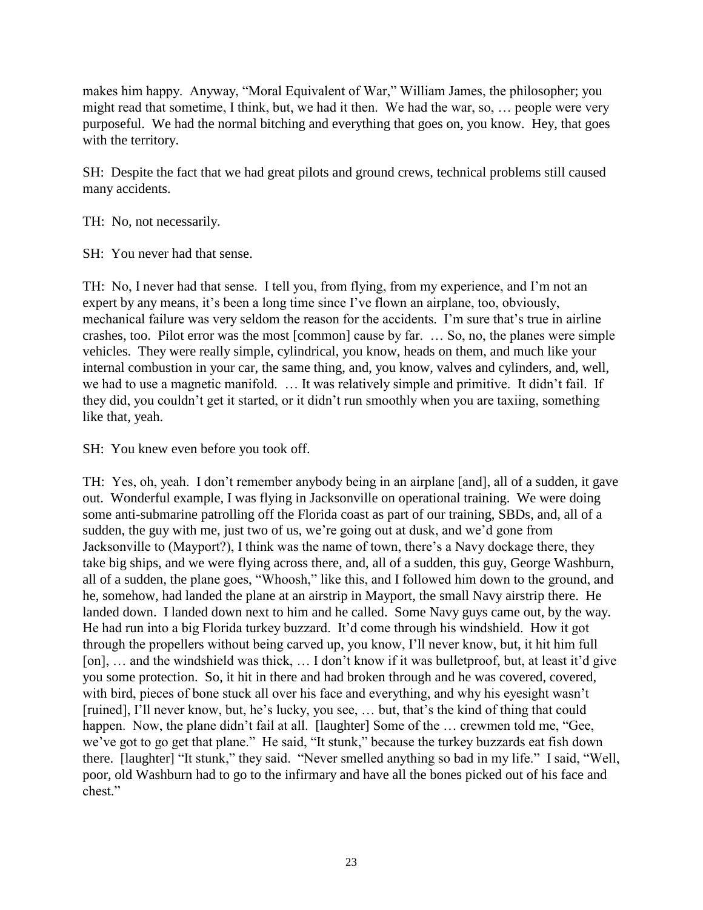makes him happy. Anyway, "Moral Equivalent of War," William James, the philosopher; you might read that sometime, I think, but, we had it then. We had the war, so, … people were very purposeful. We had the normal bitching and everything that goes on, you know. Hey, that goes with the territory.

SH: Despite the fact that we had great pilots and ground crews, technical problems still caused many accidents.

TH: No, not necessarily.

SH: You never had that sense.

TH: No, I never had that sense. I tell you, from flying, from my experience, and I'm not an expert by any means, it's been a long time since I've flown an airplane, too, obviously, mechanical failure was very seldom the reason for the accidents. I'm sure that's true in airline crashes, too. Pilot error was the most [common] cause by far. … So, no, the planes were simple vehicles. They were really simple, cylindrical, you know, heads on them, and much like your internal combustion in your car, the same thing, and, you know, valves and cylinders, and, well, we had to use a magnetic manifold. … It was relatively simple and primitive. It didn't fail. If they did, you couldn't get it started, or it didn't run smoothly when you are taxiing, something like that, yeah.

SH: You knew even before you took off.

TH: Yes, oh, yeah. I don't remember anybody being in an airplane [and], all of a sudden, it gave out. Wonderful example, I was flying in Jacksonville on operational training. We were doing some anti-submarine patrolling off the Florida coast as part of our training, SBDs, and, all of a sudden, the guy with me, just two of us, we're going out at dusk, and we'd gone from Jacksonville to (Mayport?), I think was the name of town, there's a Navy dockage there, they take big ships, and we were flying across there, and, all of a sudden, this guy, George Washburn, all of a sudden, the plane goes, "Whoosh," like this, and I followed him down to the ground, and he, somehow, had landed the plane at an airstrip in Mayport, the small Navy airstrip there. He landed down. I landed down next to him and he called. Some Navy guys came out, by the way. He had run into a big Florida turkey buzzard. It'd come through his windshield. How it got through the propellers without being carved up, you know, I'll never know, but, it hit him full [on], … and the windshield was thick, … I don't know if it was bulletproof, but, at least it'd give you some protection. So, it hit in there and had broken through and he was covered, covered, with bird, pieces of bone stuck all over his face and everything, and why his eyesight wasn't [ruined], I'll never know, but, he's lucky, you see, … but, that's the kind of thing that could happen. Now, the plane didn't fail at all. [laughter] Some of the … crewmen told me, "Gee, we've got to go get that plane." He said, "It stunk," because the turkey buzzards eat fish down there. [laughter] "It stunk," they said. "Never smelled anything so bad in my life." I said, "Well, poor, old Washburn had to go to the infirmary and have all the bones picked out of his face and chest."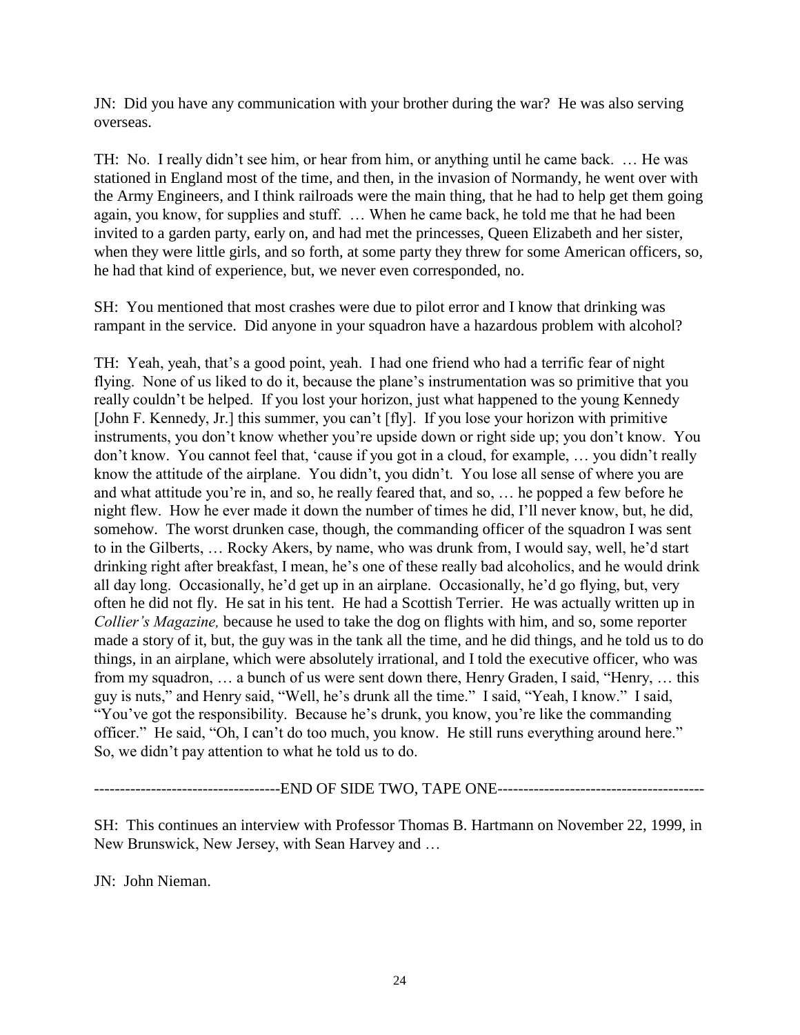JN: Did you have any communication with your brother during the war? He was also serving overseas.

TH: No. I really didn't see him, or hear from him, or anything until he came back. … He was stationed in England most of the time, and then, in the invasion of Normandy, he went over with the Army Engineers, and I think railroads were the main thing, that he had to help get them going again, you know, for supplies and stuff. … When he came back, he told me that he had been invited to a garden party, early on, and had met the princesses, Queen Elizabeth and her sister, when they were little girls, and so forth, at some party they threw for some American officers, so, he had that kind of experience, but, we never even corresponded, no.

SH: You mentioned that most crashes were due to pilot error and I know that drinking was rampant in the service. Did anyone in your squadron have a hazardous problem with alcohol?

TH: Yeah, yeah, that's a good point, yeah. I had one friend who had a terrific fear of night flying. None of us liked to do it, because the plane's instrumentation was so primitive that you really couldn't be helped. If you lost your horizon, just what happened to the young Kennedy [John F. Kennedy, Jr.] this summer, you can't [fly]. If you lose your horizon with primitive instruments, you don't know whether you're upside down or right side up; you don't know. You don't know. You cannot feel that, 'cause if you got in a cloud, for example, … you didn't really know the attitude of the airplane. You didn't, you didn't. You lose all sense of where you are and what attitude you're in, and so, he really feared that, and so, … he popped a few before he night flew. How he ever made it down the number of times he did, I'll never know, but, he did, somehow. The worst drunken case, though, the commanding officer of the squadron I was sent to in the Gilberts, … Rocky Akers, by name, who was drunk from, I would say, well, he'd start drinking right after breakfast, I mean, he's one of these really bad alcoholics, and he would drink all day long. Occasionally, he'd get up in an airplane. Occasionally, he'd go flying, but, very often he did not fly. He sat in his tent. He had a Scottish Terrier. He was actually written up in *Collier's Magazine,* because he used to take the dog on flights with him, and so, some reporter made a story of it, but, the guy was in the tank all the time, and he did things, and he told us to do things, in an airplane, which were absolutely irrational, and I told the executive officer, who was from my squadron, … a bunch of us were sent down there, Henry Graden, I said, "Henry, … this guy is nuts," and Henry said, "Well, he's drunk all the time." I said, "Yeah, I know." I said, "You've got the responsibility. Because he's drunk, you know, you're like the commanding officer." He said, "Oh, I can't do too much, you know. He still runs everything around here." So, we didn't pay attention to what he told us to do.

------------------------------------END OF SIDE TWO, TAPE ONE----------------------------------------

SH: This continues an interview with Professor Thomas B. Hartmann on November 22, 1999, in New Brunswick, New Jersey, with Sean Harvey and …

JN: John Nieman.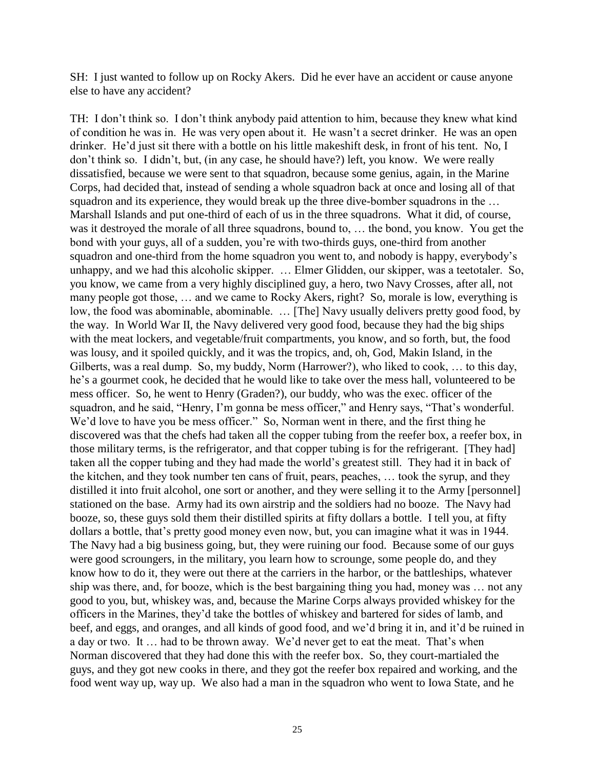SH: I just wanted to follow up on Rocky Akers. Did he ever have an accident or cause anyone else to have any accident?

TH: I don't think so. I don't think anybody paid attention to him, because they knew what kind of condition he was in. He was very open about it. He wasn't a secret drinker. He was an open drinker. He'd just sit there with a bottle on his little makeshift desk, in front of his tent. No, I don't think so. I didn't, but, (in any case, he should have?) left, you know. We were really dissatisfied, because we were sent to that squadron, because some genius, again, in the Marine Corps, had decided that, instead of sending a whole squadron back at once and losing all of that squadron and its experience, they would break up the three dive-bomber squadrons in the … Marshall Islands and put one-third of each of us in the three squadrons. What it did, of course, was it destroyed the morale of all three squadrons, bound to, … the bond, you know. You get the bond with your guys, all of a sudden, you're with two-thirds guys, one-third from another squadron and one-third from the home squadron you went to, and nobody is happy, everybody's unhappy, and we had this alcoholic skipper. … Elmer Glidden, our skipper, was a teetotaler. So, you know, we came from a very highly disciplined guy, a hero, two Navy Crosses, after all, not many people got those, … and we came to Rocky Akers, right? So, morale is low, everything is low, the food was abominable, abominable. … [The] Navy usually delivers pretty good food, by the way. In World War II, the Navy delivered very good food, because they had the big ships with the meat lockers, and vegetable/fruit compartments, you know, and so forth, but, the food was lousy, and it spoiled quickly, and it was the tropics, and, oh, God, Makin Island, in the Gilberts, was a real dump. So, my buddy, Norm (Harrower?), who liked to cook, … to this day, he's a gourmet cook, he decided that he would like to take over the mess hall, volunteered to be mess officer. So, he went to Henry (Graden?), our buddy, who was the exec. officer of the squadron, and he said, "Henry, I'm gonna be mess officer," and Henry says, "That's wonderful. We'd love to have you be mess officer." So, Norman went in there, and the first thing he discovered was that the chefs had taken all the copper tubing from the reefer box, a reefer box, in those military terms, is the refrigerator, and that copper tubing is for the refrigerant. [They had] taken all the copper tubing and they had made the world's greatest still. They had it in back of the kitchen, and they took number ten cans of fruit, pears, peaches, … took the syrup, and they distilled it into fruit alcohol, one sort or another, and they were selling it to the Army [personnel] stationed on the base. Army had its own airstrip and the soldiers had no booze. The Navy had booze, so, these guys sold them their distilled spirits at fifty dollars a bottle. I tell you, at fifty dollars a bottle, that's pretty good money even now, but, you can imagine what it was in 1944. The Navy had a big business going, but, they were ruining our food. Because some of our guys were good scroungers, in the military, you learn how to scrounge, some people do, and they know how to do it, they were out there at the carriers in the harbor, or the battleships, whatever ship was there, and, for booze, which is the best bargaining thing you had, money was … not any good to you, but, whiskey was, and, because the Marine Corps always provided whiskey for the officers in the Marines, they'd take the bottles of whiskey and bartered for sides of lamb, and beef, and eggs, and oranges, and all kinds of good food, and we'd bring it in, and it'd be ruined in a day or two. It … had to be thrown away. We'd never get to eat the meat. That's when Norman discovered that they had done this with the reefer box. So, they court-martialed the guys, and they got new cooks in there, and they got the reefer box repaired and working, and the food went way up, way up. We also had a man in the squadron who went to Iowa State, and he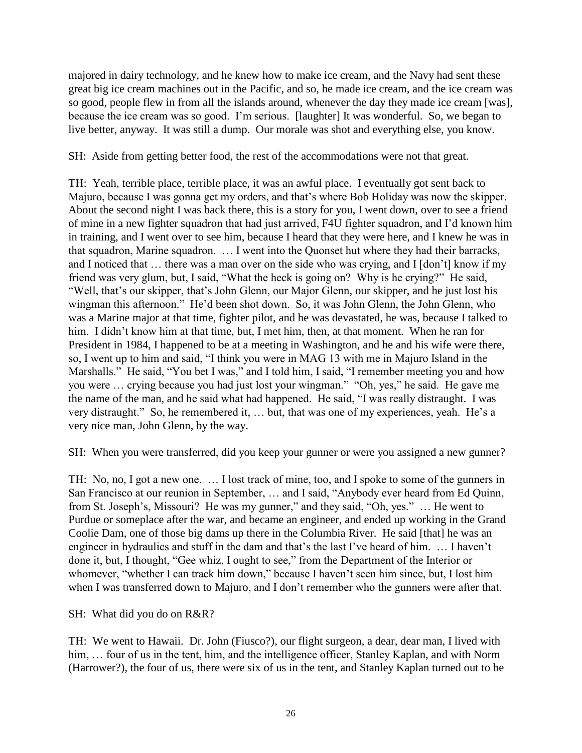majored in dairy technology, and he knew how to make ice cream, and the Navy had sent these great big ice cream machines out in the Pacific, and so, he made ice cream, and the ice cream was so good, people flew in from all the islands around, whenever the day they made ice cream [was], because the ice cream was so good. I'm serious. [laughter] It was wonderful. So, we began to live better, anyway. It was still a dump. Our morale was shot and everything else, you know.

SH: Aside from getting better food, the rest of the accommodations were not that great.

TH: Yeah, terrible place, terrible place, it was an awful place. I eventually got sent back to Majuro, because I was gonna get my orders, and that's where Bob Holiday was now the skipper. About the second night I was back there, this is a story for you, I went down, over to see a friend of mine in a new fighter squadron that had just arrived, F4U fighter squadron, and I'd known him in training, and I went over to see him, because I heard that they were here, and I knew he was in that squadron, Marine squadron. … I went into the Quonset hut where they had their barracks, and I noticed that … there was a man over on the side who was crying, and I [don't] know if my friend was very glum, but, I said, "What the heck is going on? Why is he crying?" He said, "Well, that's our skipper, that's John Glenn, our Major Glenn, our skipper, and he just lost his wingman this afternoon." He'd been shot down. So, it was John Glenn, the John Glenn, who was a Marine major at that time, fighter pilot, and he was devastated, he was, because I talked to him. I didn't know him at that time, but, I met him, then, at that moment. When he ran for President in 1984, I happened to be at a meeting in Washington, and he and his wife were there, so, I went up to him and said, "I think you were in MAG 13 with me in Majuro Island in the Marshalls." He said, "You bet I was," and I told him, I said, "I remember meeting you and how you were … crying because you had just lost your wingman." "Oh, yes," he said. He gave me the name of the man, and he said what had happened. He said, "I was really distraught. I was very distraught." So, he remembered it, … but, that was one of my experiences, yeah. He's a very nice man, John Glenn, by the way.

SH: When you were transferred, did you keep your gunner or were you assigned a new gunner?

TH: No, no, I got a new one. … I lost track of mine, too, and I spoke to some of the gunners in San Francisco at our reunion in September, … and I said, "Anybody ever heard from Ed Quinn, from St. Joseph's, Missouri? He was my gunner," and they said, "Oh, yes." … He went to Purdue or someplace after the war, and became an engineer, and ended up working in the Grand Coolie Dam, one of those big dams up there in the Columbia River. He said [that] he was an engineer in hydraulics and stuff in the dam and that's the last I've heard of him. … I haven't done it, but, I thought, "Gee whiz, I ought to see," from the Department of the Interior or whomever, "whether I can track him down," because I haven't seen him since, but, I lost him when I was transferred down to Majuro, and I don't remember who the gunners were after that.

SH: What did you do on R&R?

TH: We went to Hawaii. Dr. John (Fiusco?), our flight surgeon, a dear, dear man, I lived with him, … four of us in the tent, him, and the intelligence officer, Stanley Kaplan, and with Norm (Harrower?), the four of us, there were six of us in the tent, and Stanley Kaplan turned out to be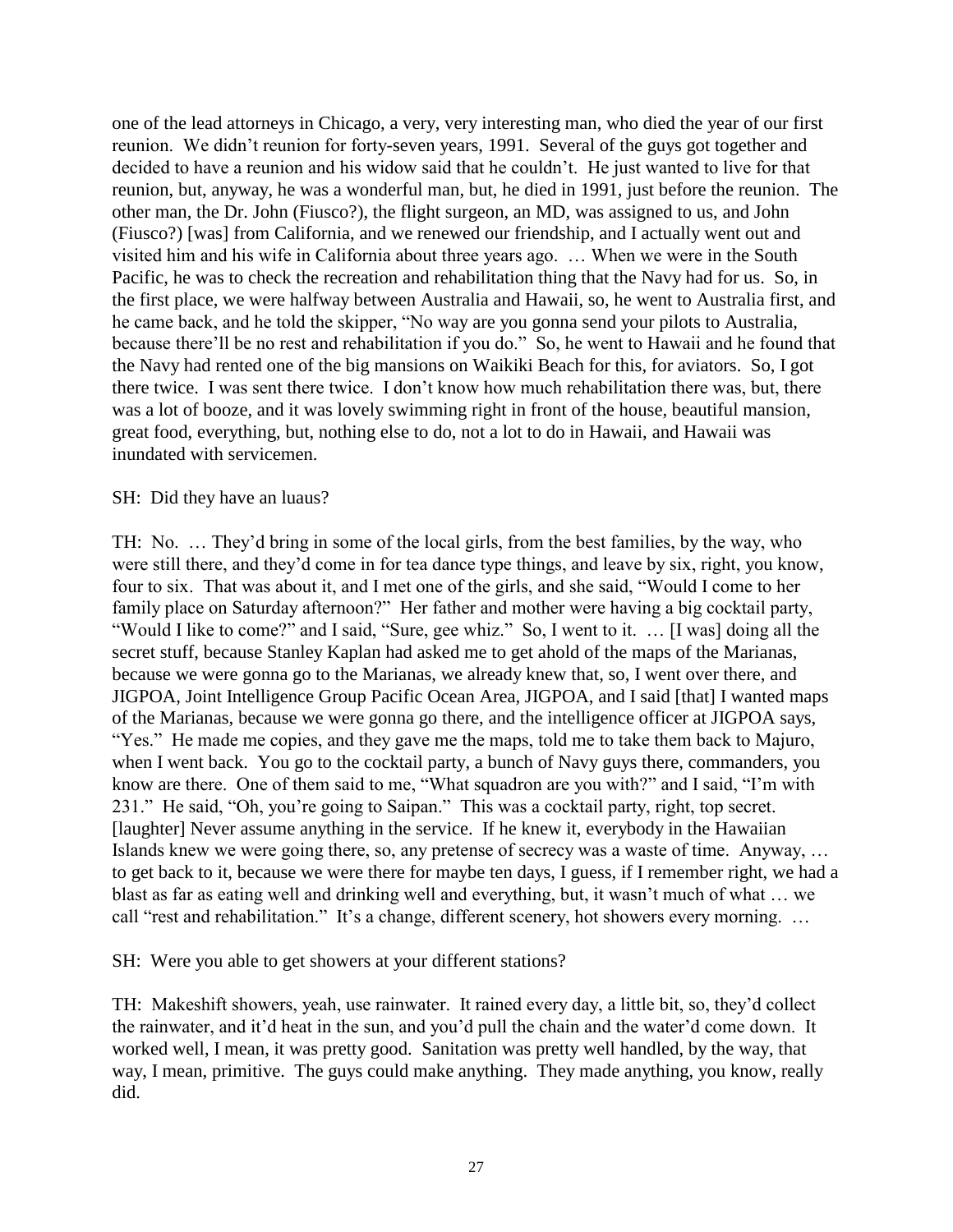one of the lead attorneys in Chicago, a very, very interesting man, who died the year of our first reunion. We didn't reunion for forty-seven years, 1991. Several of the guys got together and decided to have a reunion and his widow said that he couldn't. He just wanted to live for that reunion, but, anyway, he was a wonderful man, but, he died in 1991, just before the reunion. The other man, the Dr. John (Fiusco?), the flight surgeon, an MD, was assigned to us, and John (Fiusco?) [was] from California, and we renewed our friendship, and I actually went out and visited him and his wife in California about three years ago. … When we were in the South Pacific, he was to check the recreation and rehabilitation thing that the Navy had for us. So, in the first place, we were halfway between Australia and Hawaii, so, he went to Australia first, and he came back, and he told the skipper, "No way are you gonna send your pilots to Australia, because there'll be no rest and rehabilitation if you do." So, he went to Hawaii and he found that the Navy had rented one of the big mansions on Waikiki Beach for this, for aviators. So, I got there twice. I was sent there twice. I don't know how much rehabilitation there was, but, there was a lot of booze, and it was lovely swimming right in front of the house, beautiful mansion, great food, everything, but, nothing else to do, not a lot to do in Hawaii, and Hawaii was inundated with servicemen.

SH: Did they have an luaus?

TH: No. … They'd bring in some of the local girls, from the best families, by the way, who were still there, and they'd come in for tea dance type things, and leave by six, right, you know, four to six. That was about it, and I met one of the girls, and she said, "Would I come to her family place on Saturday afternoon?" Her father and mother were having a big cocktail party, "Would I like to come?" and I said, "Sure, gee whiz." So, I went to it. … [I was] doing all the secret stuff, because Stanley Kaplan had asked me to get ahold of the maps of the Marianas, because we were gonna go to the Marianas, we already knew that, so, I went over there, and JIGPOA, Joint Intelligence Group Pacific Ocean Area, JIGPOA, and I said [that] I wanted maps of the Marianas, because we were gonna go there, and the intelligence officer at JIGPOA says, "Yes." He made me copies, and they gave me the maps, told me to take them back to Majuro, when I went back. You go to the cocktail party, a bunch of Navy guys there, commanders, you know are there. One of them said to me, "What squadron are you with?" and I said, "I'm with 231." He said, "Oh, you're going to Saipan." This was a cocktail party, right, top secret. [laughter] Never assume anything in the service. If he knew it, everybody in the Hawaiian Islands knew we were going there, so, any pretense of secrecy was a waste of time. Anyway, … to get back to it, because we were there for maybe ten days, I guess, if I remember right, we had a blast as far as eating well and drinking well and everything, but, it wasn't much of what … we call "rest and rehabilitation." It's a change, different scenery, hot showers every morning. …

SH: Were you able to get showers at your different stations?

TH: Makeshift showers, yeah, use rainwater. It rained every day, a little bit, so, they'd collect the rainwater, and it'd heat in the sun, and you'd pull the chain and the water'd come down. It worked well, I mean, it was pretty good. Sanitation was pretty well handled, by the way, that way, I mean, primitive. The guys could make anything. They made anything, you know, really did.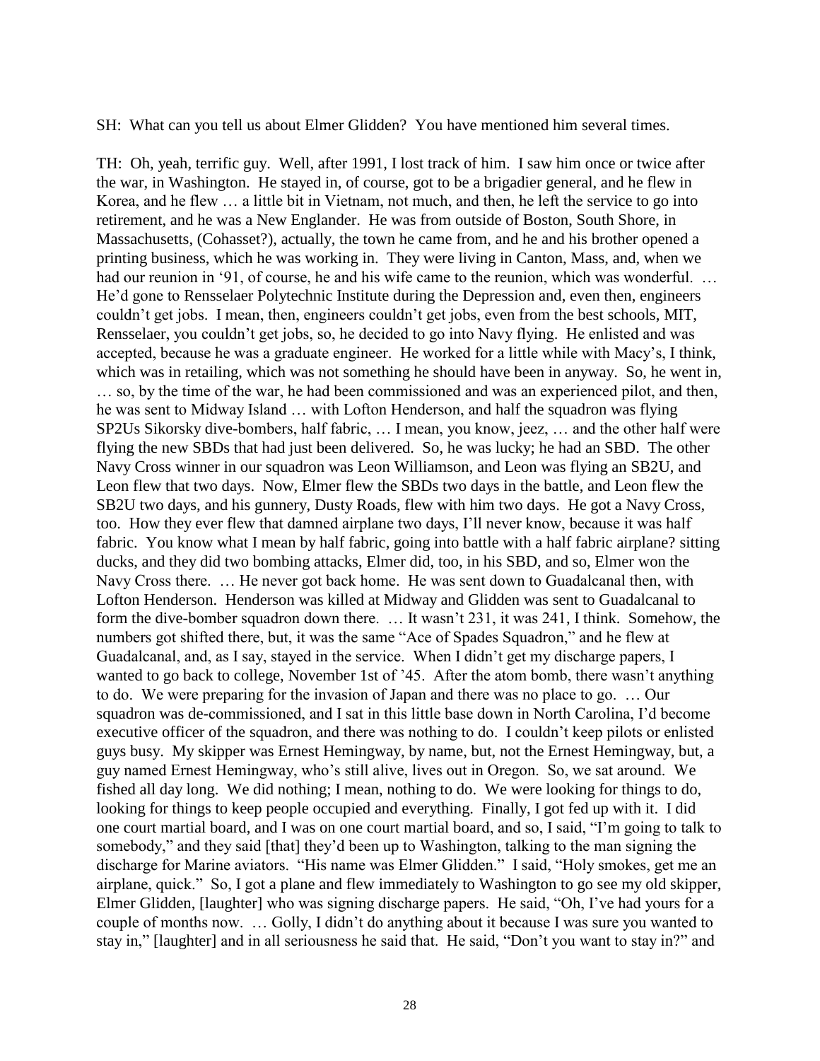SH: What can you tell us about Elmer Glidden? You have mentioned him several times.

TH: Oh, yeah, terrific guy. Well, after 1991, I lost track of him. I saw him once or twice after the war, in Washington. He stayed in, of course, got to be a brigadier general, and he flew in Korea, and he flew … a little bit in Vietnam, not much, and then, he left the service to go into retirement, and he was a New Englander. He was from outside of Boston, South Shore, in Massachusetts, (Cohasset?), actually, the town he came from, and he and his brother opened a printing business, which he was working in. They were living in Canton, Mass, and, when we had our reunion in '91, of course, he and his wife came to the reunion, which was wonderful. … He'd gone to Rensselaer Polytechnic Institute during the Depression and, even then, engineers couldn't get jobs. I mean, then, engineers couldn't get jobs, even from the best schools, MIT, Rensselaer, you couldn't get jobs, so, he decided to go into Navy flying. He enlisted and was accepted, because he was a graduate engineer. He worked for a little while with Macy's, I think, which was in retailing, which was not something he should have been in anyway. So, he went in, … so, by the time of the war, he had been commissioned and was an experienced pilot, and then, he was sent to Midway Island … with Lofton Henderson, and half the squadron was flying SP2Us Sikorsky dive-bombers, half fabric, … I mean, you know, jeez, … and the other half were flying the new SBDs that had just been delivered. So, he was lucky; he had an SBD. The other Navy Cross winner in our squadron was Leon Williamson, and Leon was flying an SB2U, and Leon flew that two days. Now, Elmer flew the SBDs two days in the battle, and Leon flew the SB2U two days, and his gunnery, Dusty Roads, flew with him two days. He got a Navy Cross, too. How they ever flew that damned airplane two days, I'll never know, because it was half fabric. You know what I mean by half fabric, going into battle with a half fabric airplane? sitting ducks, and they did two bombing attacks, Elmer did, too, in his SBD, and so, Elmer won the Navy Cross there. … He never got back home. He was sent down to Guadalcanal then, with Lofton Henderson. Henderson was killed at Midway and Glidden was sent to Guadalcanal to form the dive-bomber squadron down there. … It wasn't 231, it was 241, I think. Somehow, the numbers got shifted there, but, it was the same "Ace of Spades Squadron," and he flew at Guadalcanal, and, as I say, stayed in the service. When I didn't get my discharge papers, I wanted to go back to college, November 1st of '45. After the atom bomb, there wasn't anything to do. We were preparing for the invasion of Japan and there was no place to go. … Our squadron was de-commissioned, and I sat in this little base down in North Carolina, I'd become executive officer of the squadron, and there was nothing to do. I couldn't keep pilots or enlisted guys busy. My skipper was Ernest Hemingway, by name, but, not the Ernest Hemingway, but, a guy named Ernest Hemingway, who's still alive, lives out in Oregon. So, we sat around. We fished all day long. We did nothing; I mean, nothing to do. We were looking for things to do, looking for things to keep people occupied and everything. Finally, I got fed up with it. I did one court martial board, and I was on one court martial board, and so, I said, "I'm going to talk to somebody," and they said [that] they'd been up to Washington, talking to the man signing the discharge for Marine aviators. "His name was Elmer Glidden." I said, "Holy smokes, get me an airplane, quick." So, I got a plane and flew immediately to Washington to go see my old skipper, Elmer Glidden, [laughter] who was signing discharge papers. He said, "Oh, I've had yours for a couple of months now. … Golly, I didn't do anything about it because I was sure you wanted to stay in," [laughter] and in all seriousness he said that. He said, "Don't you want to stay in?" and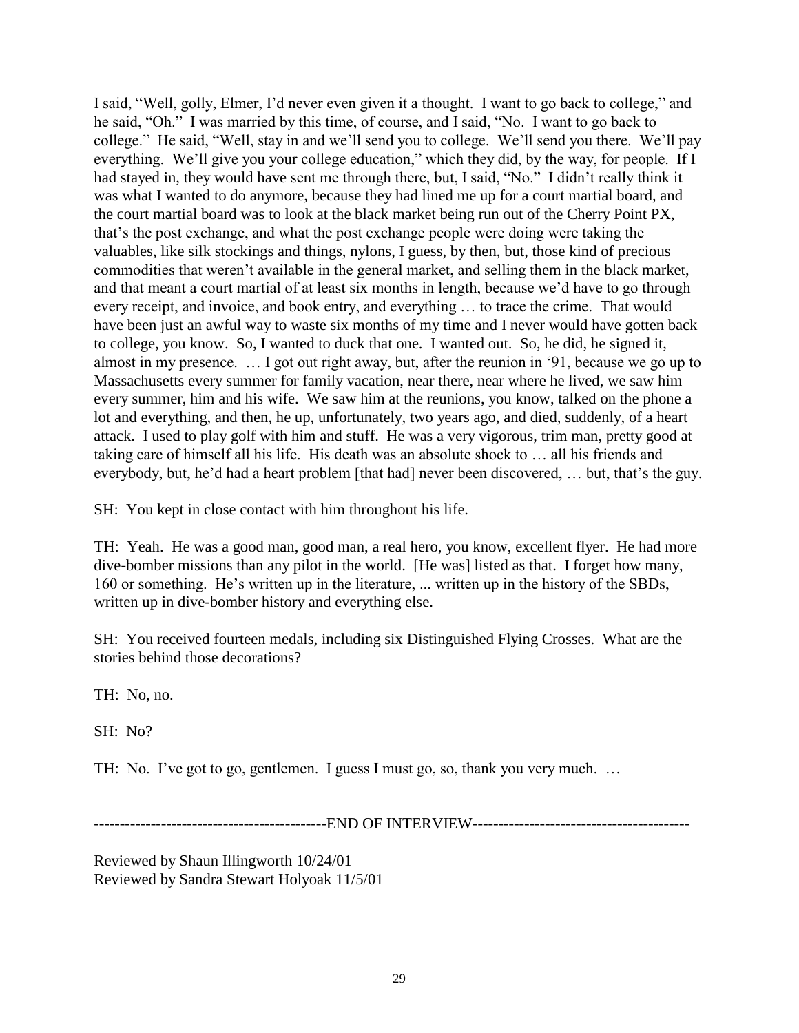I said, "Well, golly, Elmer, I'd never even given it a thought. I want to go back to college," and he said, "Oh." I was married by this time, of course, and I said, "No. I want to go back to college." He said, "Well, stay in and we'll send you to college. We'll send you there. We'll pay everything. We'll give you your college education," which they did, by the way, for people. If I had stayed in, they would have sent me through there, but, I said, "No." I didn't really think it was what I wanted to do anymore, because they had lined me up for a court martial board, and the court martial board was to look at the black market being run out of the Cherry Point PX, that's the post exchange, and what the post exchange people were doing were taking the valuables, like silk stockings and things, nylons, I guess, by then, but, those kind of precious commodities that weren't available in the general market, and selling them in the black market, and that meant a court martial of at least six months in length, because we'd have to go through every receipt, and invoice, and book entry, and everything … to trace the crime. That would have been just an awful way to waste six months of my time and I never would have gotten back to college, you know. So, I wanted to duck that one. I wanted out. So, he did, he signed it, almost in my presence. … I got out right away, but, after the reunion in '91, because we go up to Massachusetts every summer for family vacation, near there, near where he lived, we saw him every summer, him and his wife. We saw him at the reunions, you know, talked on the phone a lot and everything, and then, he up, unfortunately, two years ago, and died, suddenly, of a heart attack. I used to play golf with him and stuff. He was a very vigorous, trim man, pretty good at taking care of himself all his life. His death was an absolute shock to … all his friends and everybody, but, he'd had a heart problem [that had] never been discovered, … but, that's the guy.

SH: You kept in close contact with him throughout his life.

TH: Yeah. He was a good man, good man, a real hero, you know, excellent flyer. He had more dive-bomber missions than any pilot in the world. [He was] listed as that. I forget how many, 160 or something. He's written up in the literature, ... written up in the history of the SBDs, written up in dive-bomber history and everything else.

SH: You received fourteen medals, including six Distinguished Flying Crosses. What are the stories behind those decorations?

TH: No, no.

SH: No?

TH: No. I've got to go, gentlemen. I guess I must go, so, thank you very much. …

--------------------------------------------END OF INTERVIEW-----------------------------------------

Reviewed by Shaun Illingworth 10/24/01
Reviewed by Sandra Stewart Holyoak 11/5/01